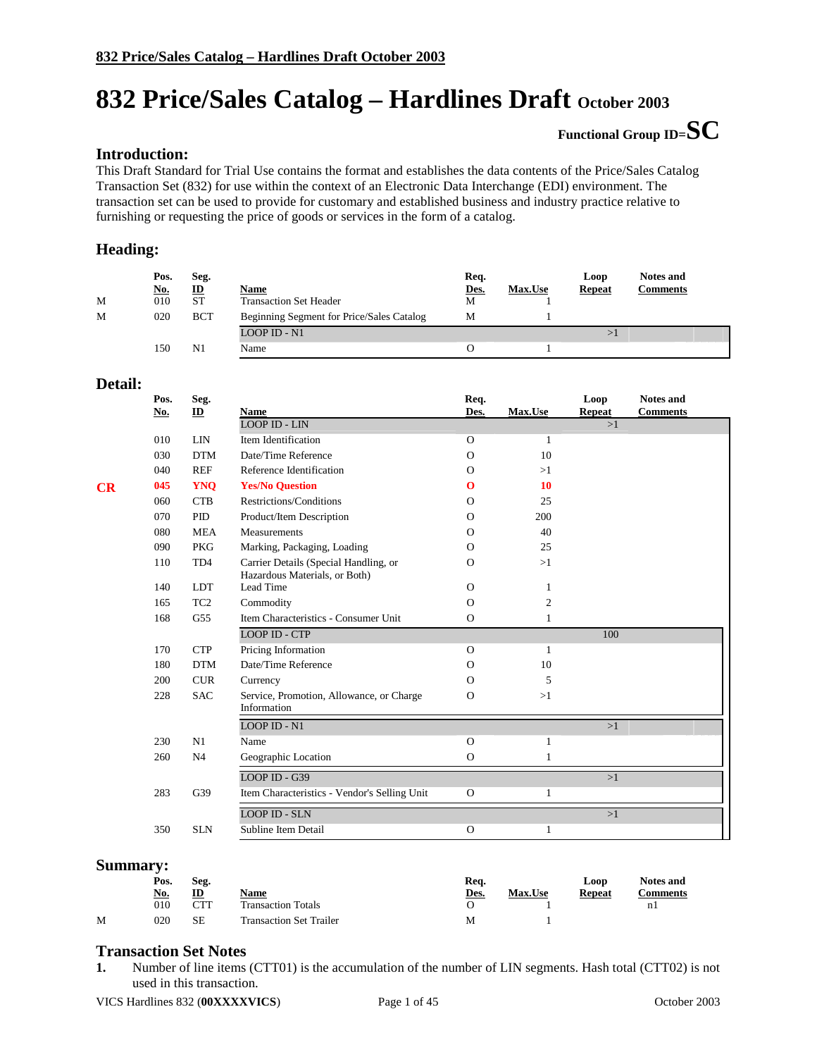// 832 Price/Sales Catalog – Hardlines Draft October 2003

# 832 Price/Sales Catalog – Hardlines Draft October 2003

**Functional Group ID=SC**

## Introduction:

This Draft Standard for Trial Use contains the format and establishes the data contents of the Price/Sales Catalog Transaction Set (832) for use within the context of an Electronic Data Interchange (EDI) environment. The transaction set can be used to provide for customary and established business and industry practice relative to furnishing or requesting the price of goods or services in the form of a catalog.

## Heading:

| | Pos. No. | Seg. ID | Name | Req. Des. | Max.Use | Loop Repeat | Notes and Comments |
|---|---|---|---|---|---|---|---|
| M | 010 | ST | Transaction Set Header | M | 1 | | |
| M | 020 | BCT | Beginning Segment for Price/Sales Catalog | M | 1 | | |
| | | | LOOP ID - N1 | | | >1 | |
| | 150 | N1 | Name | O | 1 | | |

## Detail:

| | Pos. No. | Seg. ID | Name | Req. Des. | Max.Use | Loop Repeat | Notes and Comments |
|---|---|---|---|---|---|---|---|
| | | | LOOP ID - LIN | | | >1 | |
| | 010 | LIN | Item Identification | O | 1 | | |
| | 030 | DTM | Date/Time Reference | O | 10 | | |
| | 040 | REF | Reference Identification | O | >1 | | |
| CR | 045 | YNQ | Yes/No Question | O | 10 | | |
| | 060 | CTB | Restrictions/Conditions | O | 25 | | |
| | 070 | PID | Product/Item Description | O | 200 | | |
| | 080 | MEA | Measurements | O | 40 | | |
| | 090 | PKG | Marking, Packaging, Loading | O | 25 | | |
| | 110 | TD4 | Carrier Details (Special Handling, or Hazardous Materials, or Both) | O | >1 | | |
| | 140 | LDT | Lead Time | O | 1 | | |
| | 165 | TC2 | Commodity | O | 2 | | |
| | 168 | G55 | Item Characteristics - Consumer Unit | O | 1 | | |
| | | | LOOP ID - CTP | | | 100 | |
| | 170 | CTP | Pricing Information | O | 1 | | |
| | 180 | DTM | Date/Time Reference | O | 10 | | |
| | 200 | CUR | Currency | O | 5 | | |
| | 228 | SAC | Service, Promotion, Allowance, or Charge Information | O | >1 | | |
| | | | LOOP ID - N1 | | | >1 | |
| | 230 | N1 | Name | O | 1 | | |
| | 260 | N4 | Geographic Location | O | 1 | | |
| | | | LOOP ID - G39 | | | >1 | |
| | 283 | G39 | Item Characteristics - Vendor's Selling Unit | O | 1 | | |
| | | | LOOP ID - SLN | | | >1 | |
| | 350 | SLN | Subline Item Detail | O | 1 | | |

## Summary:

| | Pos. No. | Seg. ID | Name | Req. Des. | Max.Use | Loop Repeat | Notes and Comments |
|---|---|---|---|---|---|---|---|
| | 010 | CTT | Transaction Totals | O | 1 | | n1 |
| M | 020 | SE | Transaction Set Trailer | M | 1 | | |

## Transaction Set Notes

1. Number of line items (CTT01) is the accumulation of the number of LIN segments. Hash total (CTT02) is not used in this transaction.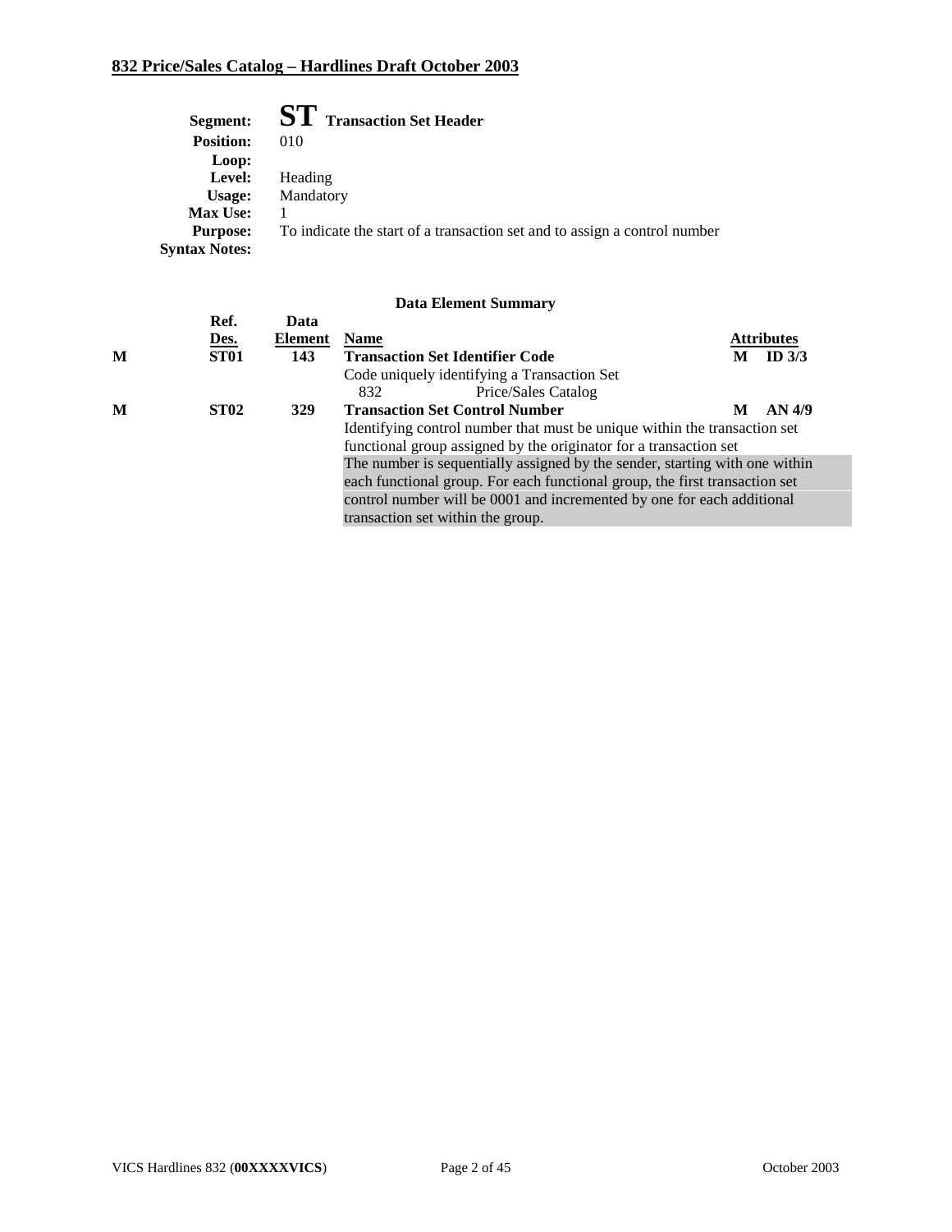**Segment:** **ST** **Transaction Set Header**
**Position:** 010
**Loop:**
**Level:** Heading
**Usage:** Mandatory
**Max Use:** 1
**Purpose:** To indicate the start of a transaction set and to assign a control number
**Syntax Notes:**

### Data Element Summary

| | Ref. Des. | Data Element | Name | | Attributes |
|---|---|---|---|---|---|
| M | ST01 | 143 | **Transaction Set Identifier Code**<br>Code uniquely identifying a Transaction Set<br>832 Price/Sales Catalog | M | ID 3/3 |
| M | ST02 | 329 | **Transaction Set Control Number**<br>Identifying control number that must be unique within the transaction set functional group assigned by the originator for a transaction set<br>The number is sequentially assigned by the sender, starting with one within each functional group. For each functional group, the first transaction set control number will be 0001 and incremented by one for each additional transaction set within the group. | M | AN 4/9 |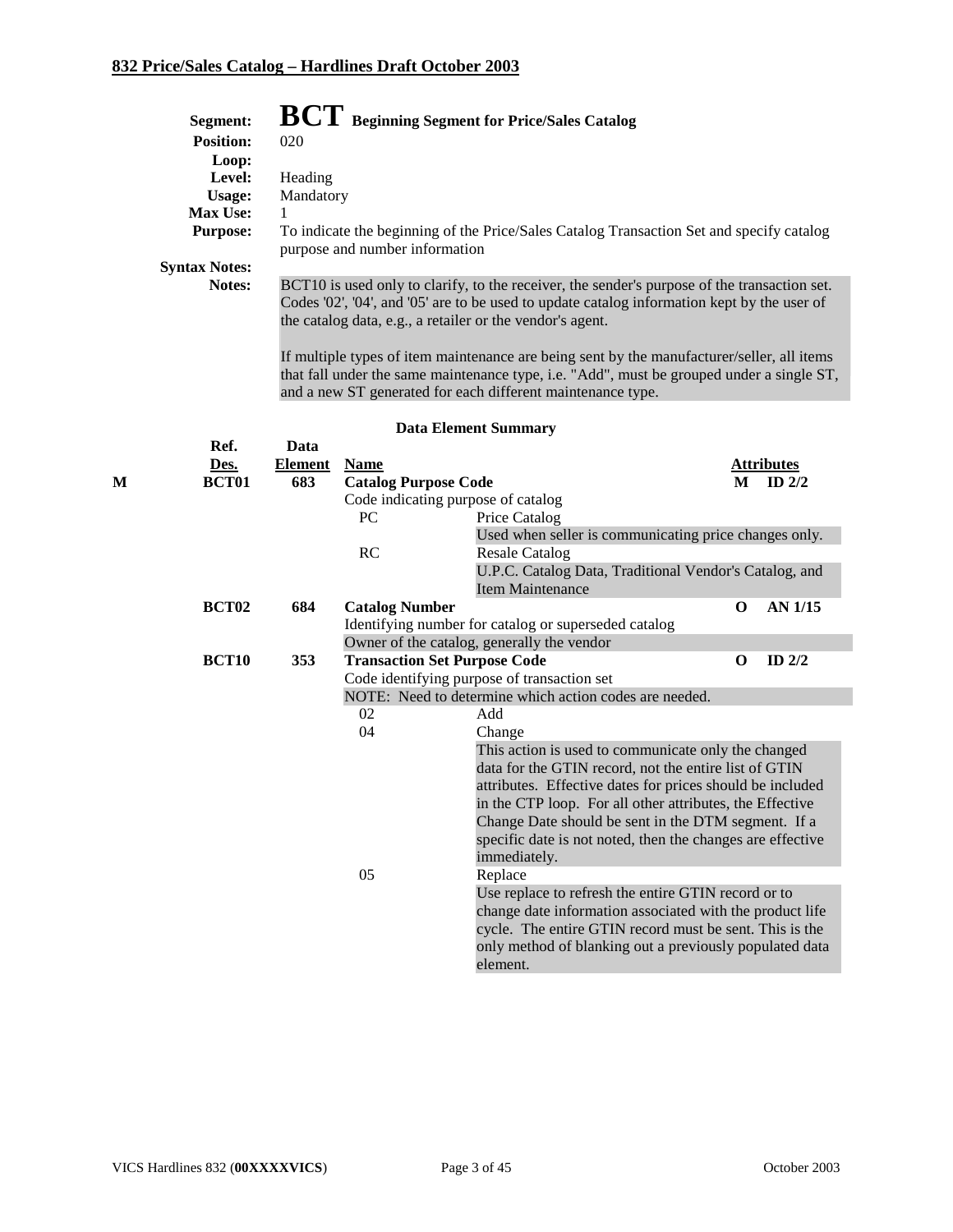## 832 Price/Sales Catalog – Hardlines Draft October 2003

**Segment:** **BCT** **Beginning Segment for Price/Sales Catalog**
**Position:** 020
**Loop:**
**Level:** Heading
**Usage:** Mandatory
**Max Use:** 1
**Purpose:** To indicate the beginning of the Price/Sales Catalog Transaction Set and specify catalog purpose and number information
**Syntax Notes:**
**Notes:** BCT10 is used only to clarify, to the receiver, the sender's purpose of the transaction set. Codes '02', '04', and '05' are to be used to update catalog information kept by the user of the catalog data, e.g., a retailer or the vendor's agent.

If multiple types of item maintenance are being sent by the manufacturer/seller, all items that fall under the same maintenance type, i.e. "Add", must be grouped under a single ST, and a new ST generated for each different maintenance type.

### Data Element Summary

| | Ref. Des. | Data Element | Name | | Attributes | |
|---|---|---|---|---|---|---|
| M | BCT01 | 683 | **Catalog Purpose Code** | | M | ID 2/2 |
| | | | Code indicating purpose of catalog | | | |
| | | | PC | Price Catalog | | |
| | | | | Used when seller is communicating price changes only. | | |
| | | | RC | Resale Catalog | | |
| | | | | U.P.C. Catalog Data, Traditional Vendor's Catalog, and Item Maintenance | | |
| | BCT02 | 684 | **Catalog Number** | | O | AN 1/15 |
| | | | Identifying number for catalog or superseded catalog | | | |
| | | | Owner of the catalog, generally the vendor | | | |
| | BCT10 | 353 | **Transaction Set Purpose Code** | | O | ID 2/2 |
| | | | Code identifying purpose of transaction set | | | |
| | | | NOTE: Need to determine which action codes are needed. | | | |
| | | | 02 | Add | | |
| | | | 04 | Change | | |
| | | | | This action is used to communicate only the changed data for the GTIN record, not the entire list of GTIN attributes. Effective dates for prices should be included in the CTP loop. For all other attributes, the Effective Change Date should be sent in the DTM segment. If a specific date is not noted, then the changes are effective immediately. | | |
| | | | 05 | Replace | | |
| | | | | Use replace to refresh the entire GTIN record or to change date information associated with the product life cycle. The entire GTIN record must be sent. This is the only method of blanking out a previously populated data element. | | |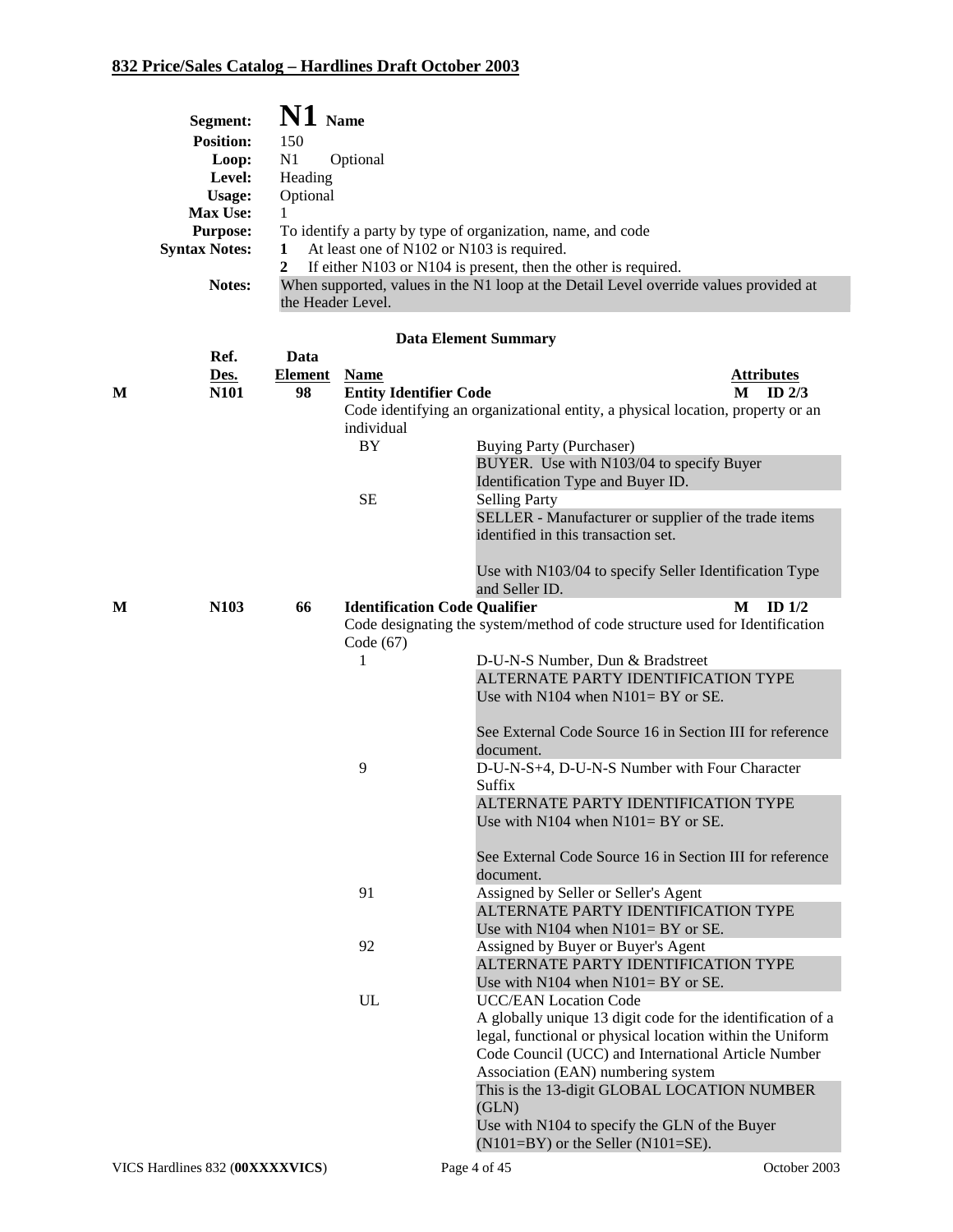## 832 Price/Sales Catalog – Hardlines Draft October 2003

**Segment:** **N1** Name
**Position:** 150
**Loop:** N1 Optional
**Level:** Heading
**Usage:** Optional
**Max Use:** 1
**Purpose:** To identify a party by type of organization, name, and code
**Syntax Notes:**
1. At least one of N102 or N103 is required.
2. If either N103 or N104 is present, then the other is required.

**Notes:** When supported, values in the N1 loop at the Detail Level override values provided at the Header Level.

### Data Element Summary

| | Ref. Des. | Data Element | Name | | Attributes |
|---|---|---|---|---|---|
| **M** | **N101** | **98** | **Entity Identifier Code** | | **M ID 2/3** |
| | | | Code identifying an organizational entity, a physical location, property or an individual | | |
| | | | BY | Buying Party (Purchaser)<br>BUYER. Use with N103/04 to specify Buyer Identification Type and Buyer ID. | |
| | | | SE | Selling Party<br>SELLER - Manufacturer or supplier of the trade items identified in this transaction set.<br><br>Use with N103/04 to specify Seller Identification Type and Seller ID. | |
| **M** | **N103** | **66** | **Identification Code Qualifier** | | **M ID 1/2** |
| | | | Code designating the system/method of code structure used for Identification Code (67) | | |
| | | | 1 | D-U-N-S Number, Dun & Bradstreet<br>ALTERNATE PARTY IDENTIFICATION TYPE<br>Use with N104 when N101= BY or SE.<br><br>See External Code Source 16 in Section III for reference document. | |
| | | | 9 | D-U-N-S+4, D-U-N-S Number with Four Character Suffix<br>ALTERNATE PARTY IDENTIFICATION TYPE<br>Use with N104 when N101= BY or SE.<br><br>See External Code Source 16 in Section III for reference document. | |
| | | | 91 | Assigned by Seller or Seller's Agent<br>ALTERNATE PARTY IDENTIFICATION TYPE<br>Use with N104 when N101= BY or SE. | |
| | | | 92 | Assigned by Buyer or Buyer's Agent<br>ALTERNATE PARTY IDENTIFICATION TYPE<br>Use with N104 when N101= BY or SE. | |
| | | | UL | UCC/EAN Location Code<br>A globally unique 13 digit code for the identification of a legal, functional or physical location within the Uniform Code Council (UCC) and International Article Number Association (EAN) numbering system<br>This is the 13-digit GLOBAL LOCATION NUMBER (GLN)<br>Use with N104 to specify the GLN of the Buyer (N101=BY) or the Seller (N101=SE). | |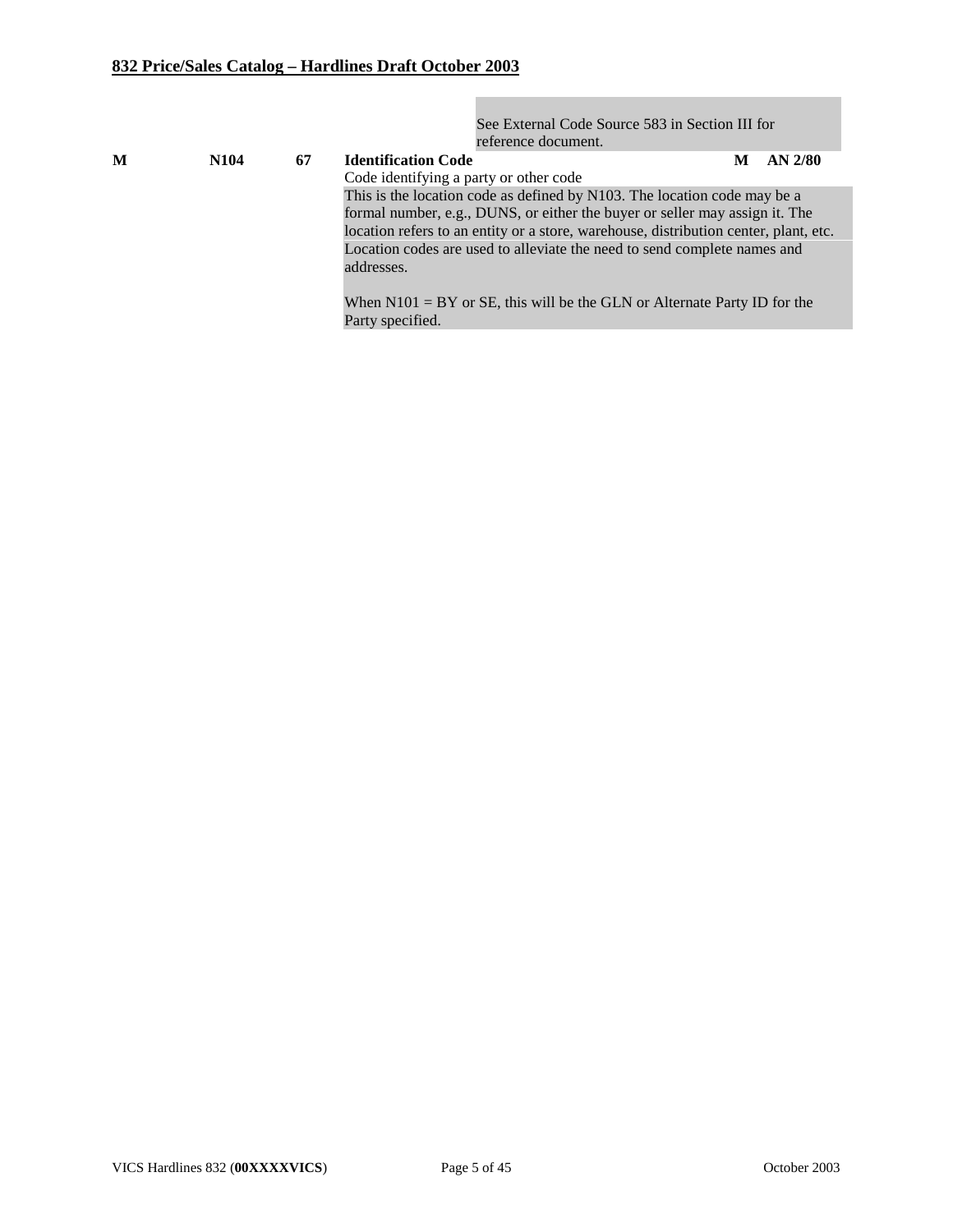See External Code Source 583 in Section III for reference document.

| | | | | | |
|---|---|---|---|---|---|
| **M** | **N104** | **67** | **Identification Code**<br>Code identifying a party or other code<br>This is the location code as defined by N103. The location code may be a formal number, e.g., DUNS, or either the buyer or seller may assign it. The location refers to an entity or a store, warehouse, distribution center, plant, etc.<br>Location codes are used to alleviate the need to send complete names and addresses.<br><br>When N101 = BY or SE, this will be the GLN or Alternate Party ID for the Party specified. | **M** | **AN 2/80** |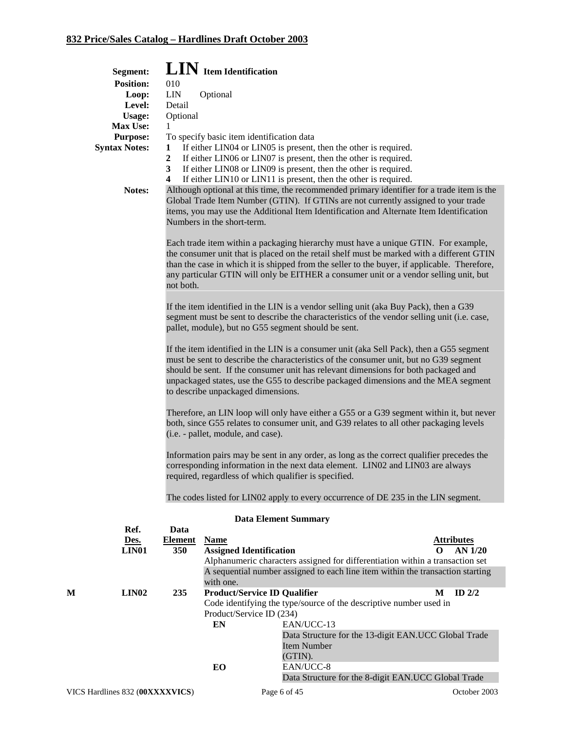## Segment: **LIN** Item Identification

**Position:** 010
**Loop:** LIN Optional
**Level:** Detail
**Usage:** Optional
**Max Use:** 1
**Purpose:** To specify basic item identification data
**Syntax Notes:**
1. If either LIN04 or LIN05 is present, then the other is required.
2. If either LIN06 or LIN07 is present, then the other is required.
3. If either LIN08 or LIN09 is present, then the other is required.
4. If either LIN10 or LIN11 is present, then the other is required.

**Notes:**
Although optional at this time, the recommended primary identifier for a trade item is the Global Trade Item Number (GTIN). If GTINs are not currently assigned to your trade items, you may use the Additional Item Identification and Alternate Item Identification Numbers in the short-term.

Each trade item within a packaging hierarchy must have a unique GTIN. For example, the consumer unit that is placed on the retail shelf must be marked with a different GTIN than the case in which it is shipped from the seller to the buyer, if applicable. Therefore, any particular GTIN will only be EITHER a consumer unit or a vendor selling unit, but not both.

If the item identified in the LIN is a vendor selling unit (aka Buy Pack), then a G39 segment must be sent to describe the characteristics of the vendor selling unit (i.e. case, pallet, module), but no G55 segment should be sent.

If the item identified in the LIN is a consumer unit (aka Sell Pack), then a G55 segment must be sent to describe the characteristics of the consumer unit, but no G39 segment should be sent. If the consumer unit has relevant dimensions for both packaged and unpackaged states, use the G55 to describe packaged dimensions and the MEA segment to describe unpackaged dimensions.

Therefore, an LIN loop will only have either a G55 or a G39 segment within it, but never both, since G55 relates to consumer unit, and G39 relates to all other packaging levels (i.e. - pallet, module, and case).

Information pairs may be sent in any order, as long as the correct qualifier precedes the corresponding information in the next data element. LIN02 and LIN03 are always required, regardless of which qualifier is specified.

The codes listed for LIN02 apply to every occurrence of DE 235 in the LIN segment.

### Data Element Summary

| | Ref. Des. | Data Element | Name | | Attributes |
|---|---|---|---|---|---|
| | **LIN01** | **350** | **Assigned Identification** | **O** | **AN 1/20** |
| | | | Alphanumeric characters assigned for differentiation within a transaction set | | |
| | | | A sequential number assigned to each line item within the transaction starting with one. | | |
| **M** | **LIN02** | **235** | **Product/Service ID Qualifier** | **M** | **ID 2/2** |
| | | | Code identifying the type/source of the descriptive number used in Product/Service ID (234) | | |
| | | | **EN** — EAN/UCC-13 | | |
| | | | Data Structure for the 13-digit EAN.UCC Global Trade Item Number (GTIN). | | |
| | | | **EO** — EAN/UCC-8 | | |
| | | | Data Structure for the 8-digit EAN.UCC Global Trade | | |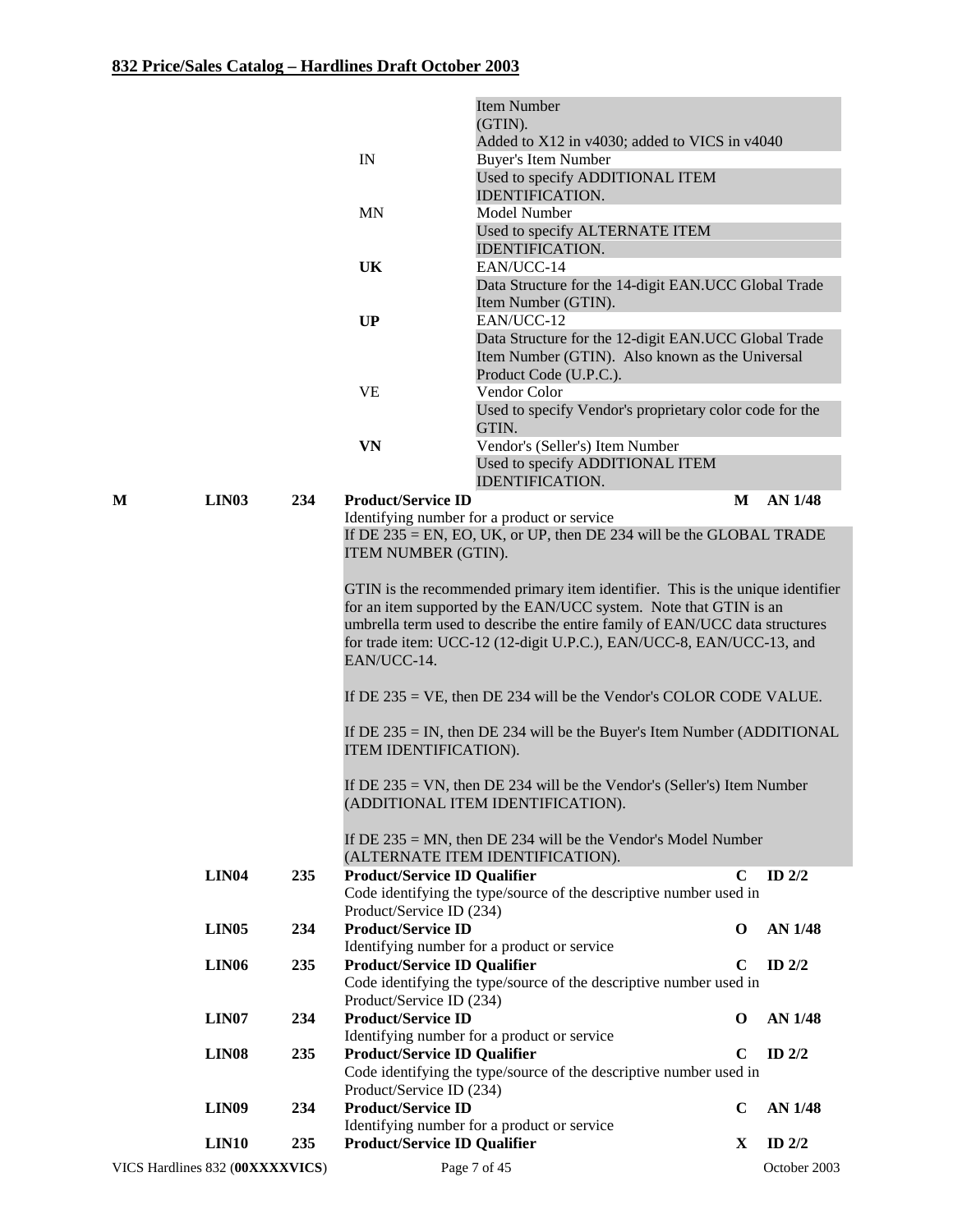## 832 Price/Sales Catalog – Hardlines Draft October 2003

| Req | Ref | Elem | Name/Code | Description | Attr | Type |
|---|---|---|---|---|---|---|
| | | | | Item Number (GTIN). Added to X12 in v4030; added to VICS in v4040 | | |
| | | | IN | Buyer's Item Number<br>Used to specify ADDITIONAL ITEM IDENTIFICATION. | | |
| | | | MN | Model Number<br>Used to specify ALTERNATE ITEM IDENTIFICATION. | | |
| | | | **UK** | EAN/UCC-14<br>Data Structure for the 14-digit EAN.UCC Global Trade Item Number (GTIN). | | |
| | | | **UP** | EAN/UCC-12<br>Data Structure for the 12-digit EAN.UCC Global Trade Item Number (GTIN). Also known as the Universal Product Code (U.P.C.). | | |
| | | | VE | Vendor Color<br>Used to specify Vendor's proprietary color code for the GTIN. | | |
| | | | **VN** | Vendor's (Seller's) Item Number<br>Used to specify ADDITIONAL ITEM IDENTIFICATION. | | |
| **M** | **LIN03** | **234** | **Product/Service ID** | Identifying number for a product or service<br>If DE 235 = EN, EO, UK, or UP, then DE 234 will be the GLOBAL TRADE ITEM NUMBER (GTIN).<br><br>GTIN is the recommended primary item identifier. This is the unique identifier for an item supported by the EAN/UCC system. Note that GTIN is an umbrella term used to describe the entire family of EAN/UCC data structures for trade item: UCC-12 (12-digit U.P.C.), EAN/UCC-8, EAN/UCC-13, and EAN/UCC-14.<br><br>If DE 235 = VE, then DE 234 will be the Vendor's COLOR CODE VALUE.<br><br>If DE 235 = IN, then DE 234 will be the Buyer's Item Number (ADDITIONAL ITEM IDENTIFICATION).<br><br>If DE 235 = VN, then DE 234 will be the Vendor's (Seller's) Item Number (ADDITIONAL ITEM IDENTIFICATION).<br><br>If DE 235 = MN, then DE 234 will be the Vendor's Model Number (ALTERNATE ITEM IDENTIFICATION). | **M** | **AN 1/48** |
| | **LIN04** | **235** | **Product/Service ID Qualifier** | Code identifying the type/source of the descriptive number used in Product/Service ID (234) | **C** | **ID 2/2** |
| | **LIN05** | **234** | **Product/Service ID** | Identifying number for a product or service | **O** | **AN 1/48** |
| | **LIN06** | **235** | **Product/Service ID Qualifier** | Code identifying the type/source of the descriptive number used in Product/Service ID (234) | **C** | **ID 2/2** |
| | **LIN07** | **234** | **Product/Service ID** | Identifying number for a product or service | **O** | **AN 1/48** |
| | **LIN08** | **235** | **Product/Service ID Qualifier** | Code identifying the type/source of the descriptive number used in Product/Service ID (234) | **C** | **ID 2/2** |
| | **LIN09** | **234** | **Product/Service ID** | Identifying number for a product or service | **C** | **AN 1/48** |
| | **LIN10** | **235** | **Product/Service ID Qualifier** | | **X** | **ID 2/2** |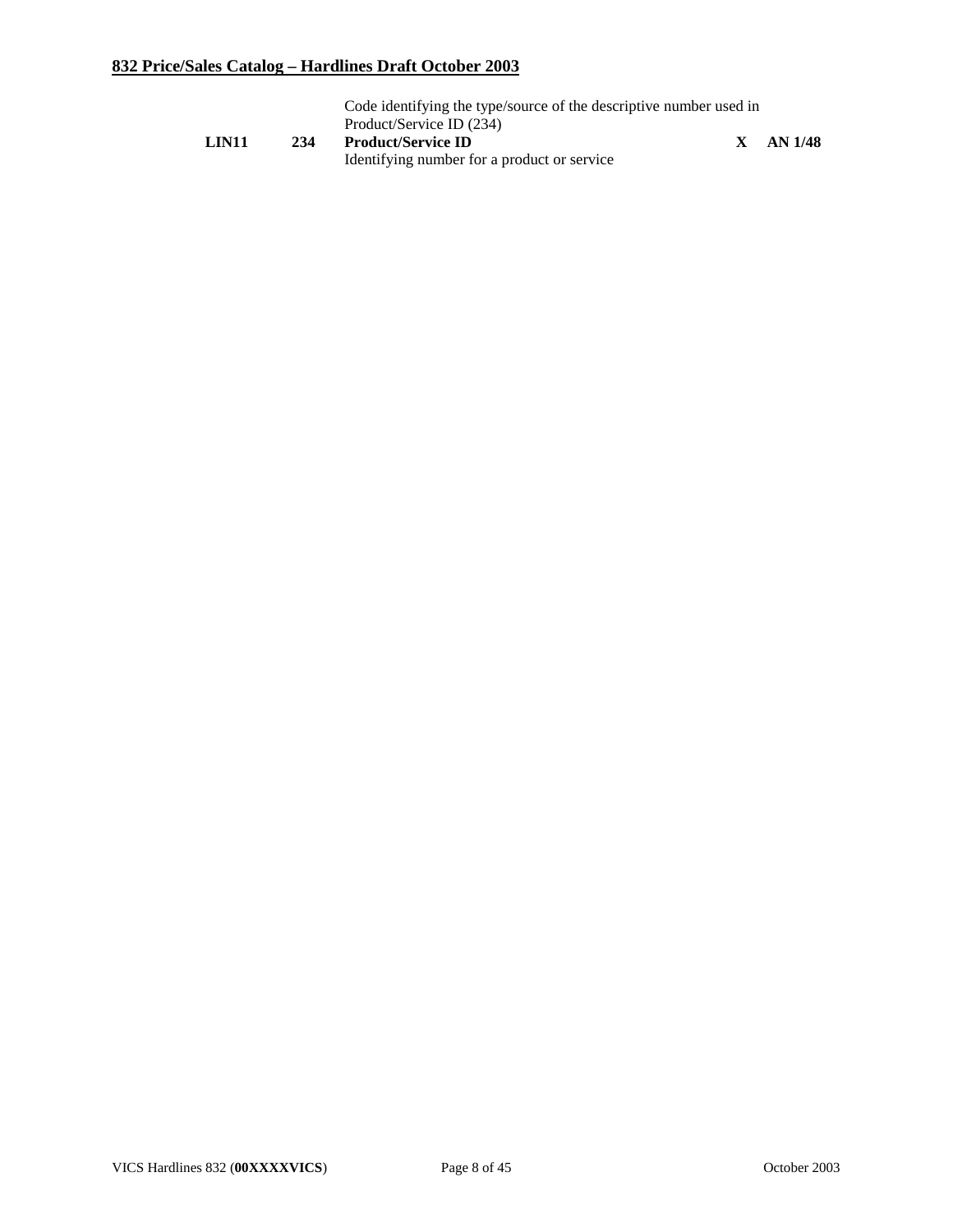| | | Code identifying the type/source of the descriptive number used in Product/Service ID (234) | | |
|---|---|---|---|---|
| **LIN11** | **234** | **Product/Service ID**<br>Identifying number for a product or service | **X** | **AN 1/48** |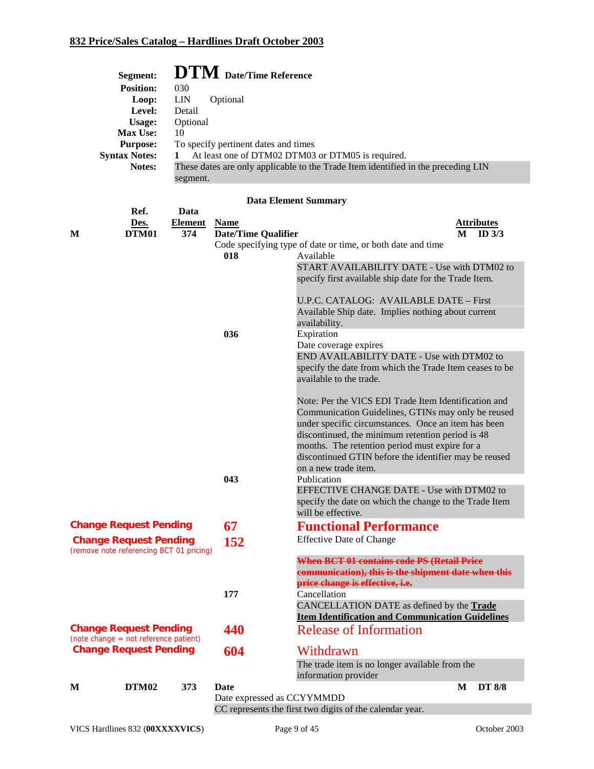## DTM Date/Time Reference

**Segment:** DTM Date/Time Reference
**Position:** 030
**Loop:** LIN Optional
**Level:** Detail
**Usage:** Optional
**Max Use:** 10
**Purpose:** To specify pertinent dates and times
**Syntax Notes:** 1 At least one of DTM02 DTM03 or DTM05 is required.
**Notes:** These dates are only applicable to the Trade Item identified in the preceding LIN segment.

### Data Element Summary

| | Ref. Des. | Data Element | Name | Attributes |
|---|---|---|---|---|
| M | DTM01 | 374 | **Date/Time Qualifier** | M ID 3/3 |

Code specifying type of date or time, or both date and time

- **018** Available
  START AVAILABILITY DATE - Use with DTM02 to specify first available ship date for the Trade Item.

  U.P.C. CATALOG: AVAILABLE DATE – First Available Ship date. Implies nothing about current availability.
- **036** Expiration
  Date coverage expires
  END AVAILABILITY DATE - Use with DTM02 to specify the date from which the Trade Item ceases to be available to the trade.

  Note: Per the VICS EDI Trade Item Identification and Communication Guidelines, GTINs may only be reused under specific circumstances. Once an item has been discontinued, the minimum retention period is 48 months. The retention period must expire for a discontinued GTIN before the identifier may be reused on a new trade item.
- **043** Publication
  EFFECTIVE CHANGE DATE - Use with DTM02 to specify the date on which the change to the Trade Item will be effective.
- **Change Request Pending** — **67** **Functional Performance**
- **Change Request Pending** (remove note referencing BCT 01 pricing) — **152** Effective Date of Change
  ~~**When BCT 01 contains code PS (Retail Price communication), this is the shipment date when this price change is effective, i.e.**~~
- **177** Cancellation
  CANCELLATION DATE as defined by the **Trade Item Identification and Communication Guidelines**
- **Change Request Pending** (note change = not reference patient) — **440** Release of Information
- **Change Request Pending** — **604** Withdrawn
  The trade item is no longer available from the information provider

| | Ref. Des. | Data Element | Name | Attributes |
|---|---|---|---|---|
| M | DTM02 | 373 | **Date** | M DT 8/8 |

Date expressed as CCYYMMDD
CC represents the first two digits of the calendar year.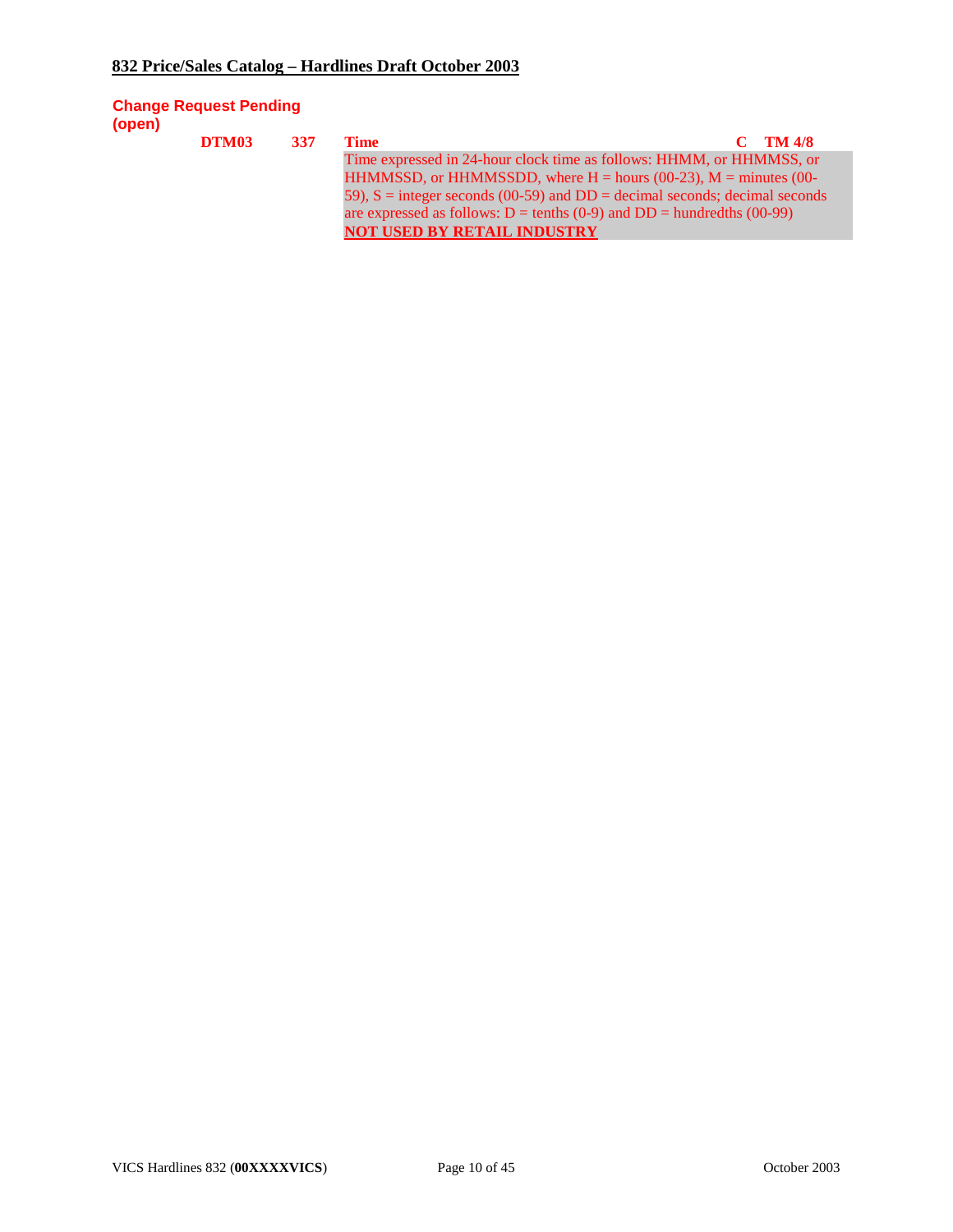**Change Request Pending (open)**

| | | | | |
|---|---|---|---|---|
| **DTM03** | **337** | **Time**<br>Time expressed in 24-hour clock time as follows: HHMM, or HHMMSS, or HHMMSSD, or HHMMSSDD, where H = hours (00-23), M = minutes (00-59), S = integer seconds (00-59) and DD = decimal seconds; decimal seconds are expressed as follows: D = tenths (0-9) and DD = hundredths (00-99)<br>**NOT USED BY RETAIL INDUSTRY** | **C** | **TM 4/8** |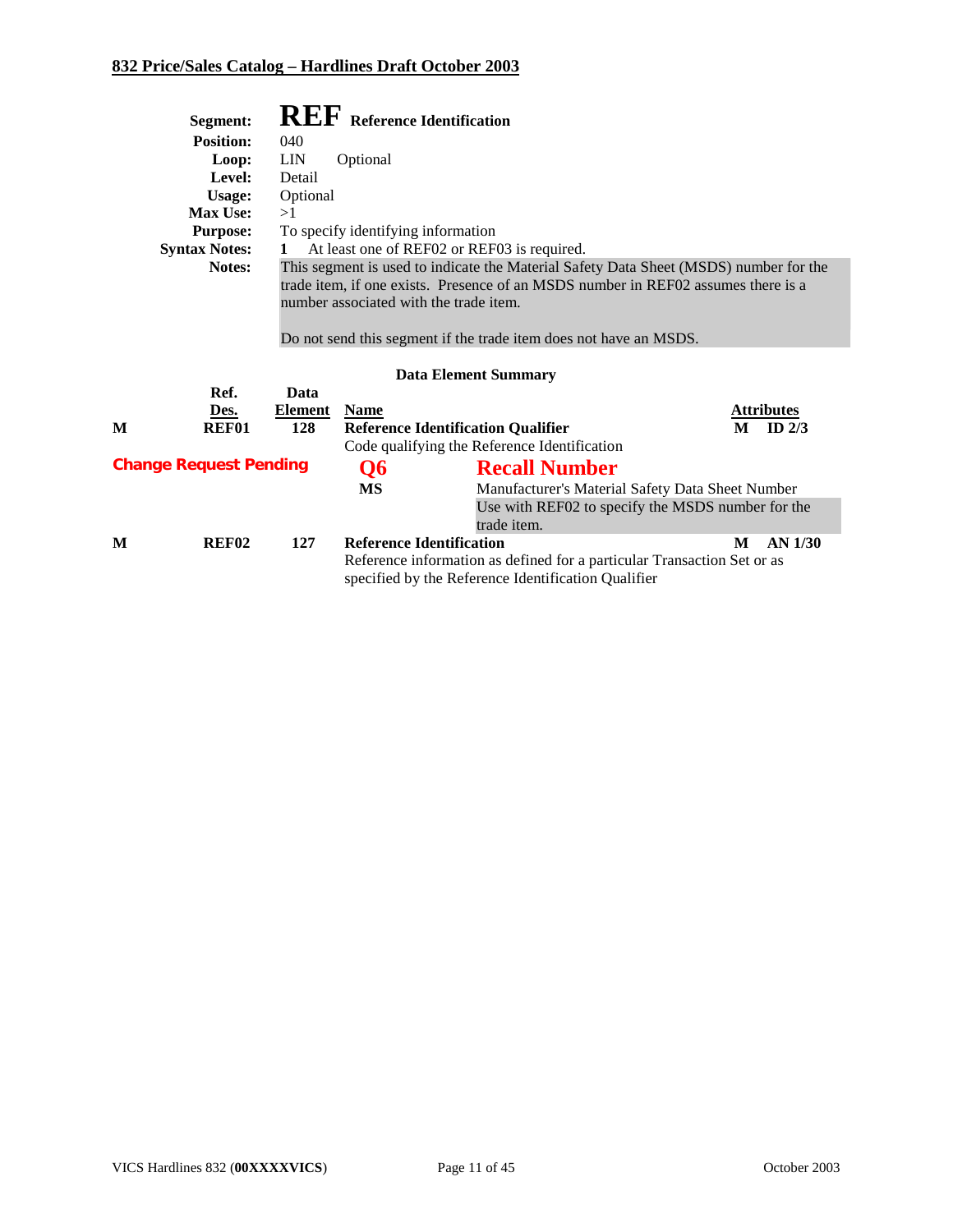## Segment: REF Reference Identification

**Position:** 040
**Loop:** LIN Optional
**Level:** Detail
**Usage:** Optional
**Max Use:** >1
**Purpose:** To specify identifying information
**Syntax Notes:** **1** At least one of REF02 or REF03 is required.
**Notes:** This segment is used to indicate the Material Safety Data Sheet (MSDS) number for the trade item, if one exists. Presence of an MSDS number in REF02 assumes there is a number associated with the trade item.

Do not send this segment if the trade item does not have an MSDS.

### Data Element Summary

| | Ref. Des. | Data Element | Name | | Attributes |
|---|---|---|---|---|---|
| **M** | **REF01** | **128** | **Reference Identification Qualifier** | | **M ID 2/3** |
| | | | Code qualifying the Reference Identification | | |
| **Change Request Pending** | | | **Q6** | **Recall Number** | |
| | | | **MS** | Manufacturer's Material Safety Data Sheet Number | |
| | | | | Use with REF02 to specify the MSDS number for the trade item. | |
| **M** | **REF02** | **127** | **Reference Identification** | | **M AN 1/30** |
| | | | Reference information as defined for a particular Transaction Set or as specified by the Reference Identification Qualifier | | |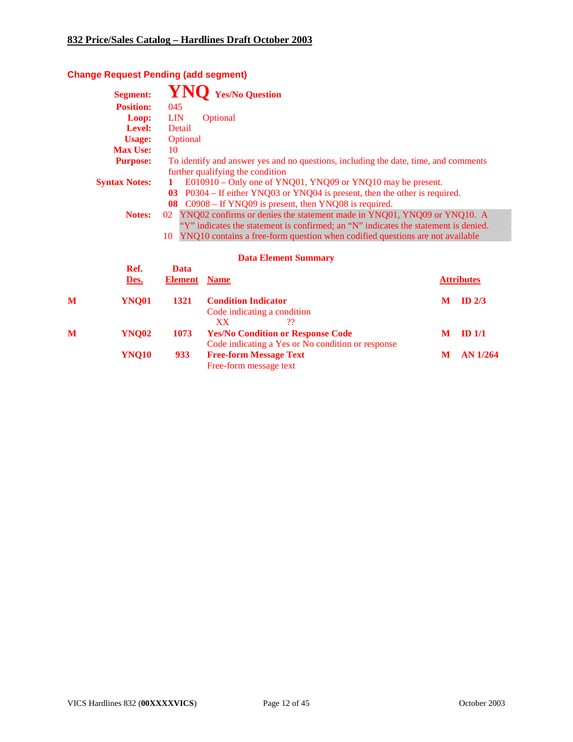## Change Request Pending (add segment)

| | |
|---|---|
| **Segment:** | **YNQ** **Yes/No Question** |
| **Position:** | 045 |
| **Loop:** | LIN Optional |
| **Level:** | Detail |
| **Usage:** | Optional |
| **Max Use:** | 10 |
| **Purpose:** | To identify and answer yes and no questions, including the date, time, and comments further qualifying the condition |
| **Syntax Notes:** | **1** E010910 – Only one of YNQ01, YNQ09 or YNQ10 may be present.<br>**03** P0304 – If either YNQ03 or YNQ04 is present, then the other is required.<br>**08** C0908 – If YNQ09 is present, then YNQ08 is required. |
| **Notes:** | 02 YNQ02 confirms or denies the statement made in YNQ01, YNQ09 or YNQ10. A "Y" indicates the statement is confirmed; an "N" indicates the statement is denied.<br>10 YNQ10 contains a free-form question when codified questions are not available |

### Data Element Summary

| | Ref. Des. | Data Element | Name | | Attributes |
|---|---|---|---|---|---|
| **M** | **YNQ01** | **1321** | **Condition Indicator**<br>Code indicating a condition<br>XX ?? | **M** | **ID 2/3** |
| **M** | **YNQ02** | **1073** | **Yes/No Condition or Response Code**<br>Code indicating a Yes or No condition or response | **M** | **ID 1/1** |
| | **YNQ10** | **933** | **Free-form Message Text**<br>Free-form message text | **M** | **AN 1/264** |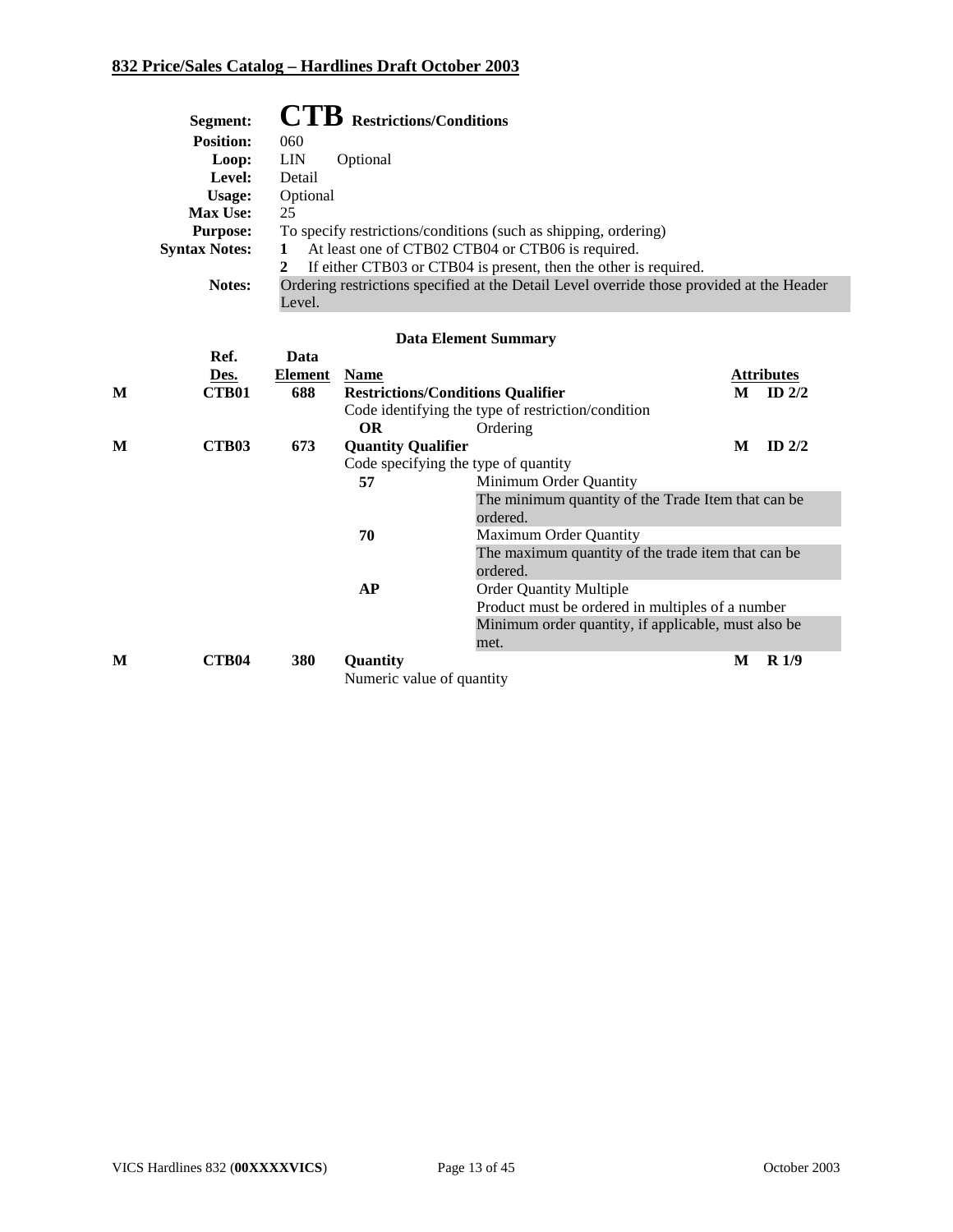**Segment:** **CTB** Restrictions/Conditions

**Position:** 060

**Loop:** LIN Optional

**Level:** Detail

**Usage:** Optional

**Max Use:** 25

**Purpose:** To specify restrictions/conditions (such as shipping, ordering)

**Syntax Notes:**
1. At least one of CTB02 CTB04 or CTB06 is required.
2. If either CTB03 or CTB04 is present, then the other is required.

**Notes:** Ordering restrictions specified at the Detail Level override those provided at the Header Level.

### Data Element Summary

| | Ref. Des. | Data Element | Name | | Attributes | |
|---|---|---|---|---|---|---|
| M | CTB01 | 688 | **Restrictions/Conditions Qualifier** | | M | ID 2/2 |
| | | | Code identifying the type of restriction/condition | | | |
| | | | **OR** | Ordering | | |
| M | CTB03 | 673 | **Quantity Qualifier** | | M | ID 2/2 |
| | | | Code specifying the type of quantity | | | |
| | | | **57** | Minimum Order Quantity | | |
| | | | | The minimum quantity of the Trade Item that can be ordered. | | |
| | | | **70** | Maximum Order Quantity | | |
| | | | | The maximum quantity of the trade item that can be ordered. | | |
| | | | **AP** | Order Quantity Multiple | | |
| | | | | Product must be ordered in multiples of a number | | |
| | | | | Minimum order quantity, if applicable, must also be met. | | |
| M | CTB04 | 380 | **Quantity** | | M | R 1/9 |
| | | | Numeric value of quantity | | | |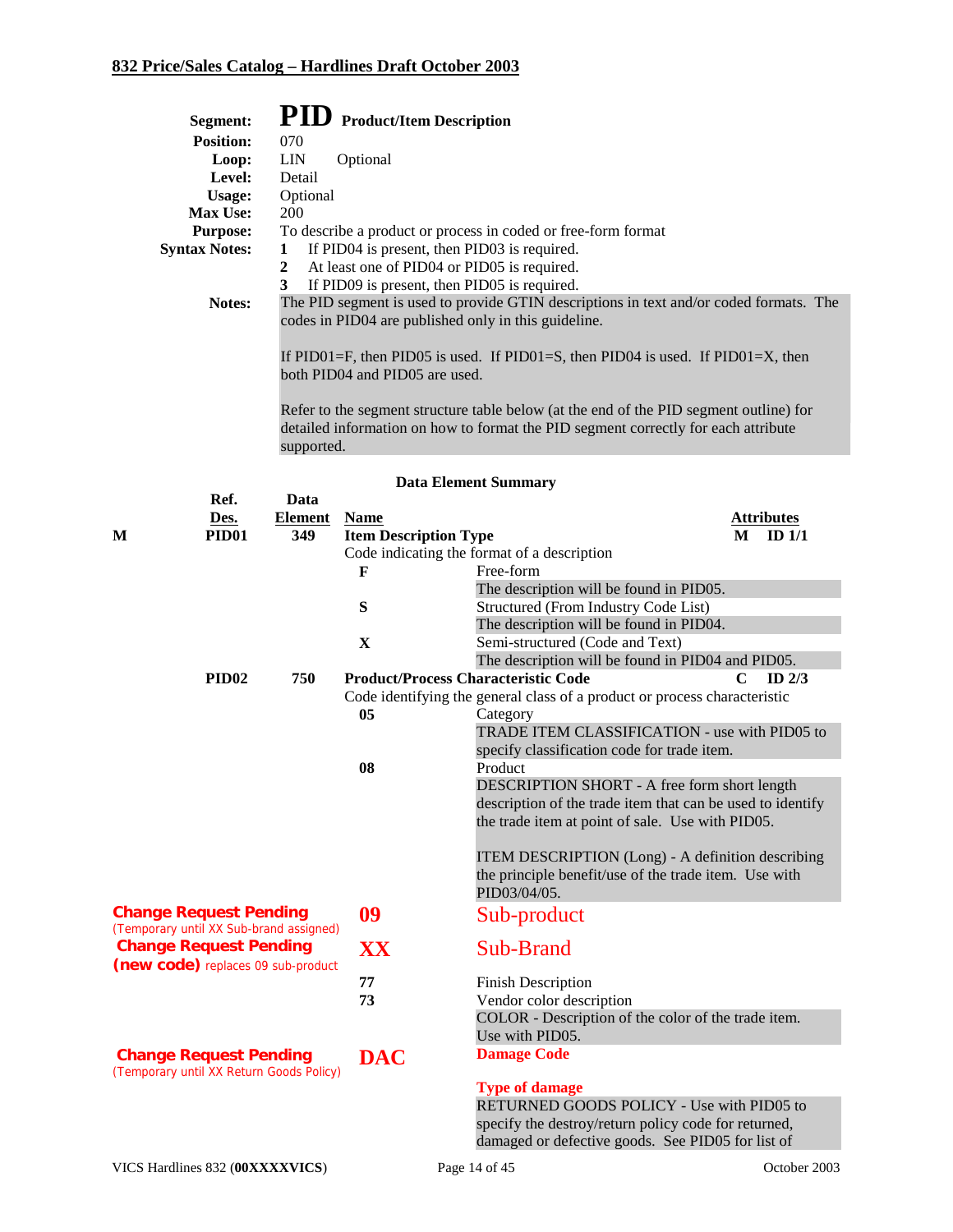## Segment: PID Product/Item Description

**Position:** 070
**Loop:** LIN Optional
**Level:** Detail
**Usage:** Optional
**Max Use:** 200
**Purpose:** To describe a product or process in coded or free-form format
**Syntax Notes:**
1. If PID04 is present, then PID03 is required.
2. At least one of PID04 or PID05 is required.
3. If PID09 is present, then PID05 is required.

**Notes:** The PID segment is used to provide GTIN descriptions in text and/or coded formats. The codes in PID04 are published only in this guideline.

If PID01=F, then PID05 is used. If PID01=S, then PID04 is used. If PID01=X, then both PID04 and PID05 are used.

Refer to the segment structure table below (at the end of the PID segment outline) for detailed information on how to format the PID segment correctly for each attribute supported.

### Data Element Summary

| | Ref. Des. | Data Element | Name | | Attributes |
|---|---|---|---|---|---|
| M | **PID01** | **349** | **Item Description Type** | | **M ID 1/1** |
| | | | Code indicating the format of a description | | |
| | | | **F** | Free-form | |
| | | | | The description will be found in PID05. | |
| | | | **S** | Structured (From Industry Code List) | |
| | | | | The description will be found in PID04. | |
| | | | **X** | Semi-structured (Code and Text) | |
| | | | | The description will be found in PID04 and PID05. | |
| | **PID02** | **750** | **Product/Process Characteristic Code** | | **C ID 2/3** |
| | | | Code identifying the general class of a product or process characteristic | | |
| | | | **05** | Category | |
| | | | | TRADE ITEM CLASSIFICATION - use with PID05 to specify classification code for trade item. | |
| | | | **08** | Product | |
| | | | | DESCRIPTION SHORT - A free form short length description of the trade item that can be used to identify the trade item at point of sale. Use with PID05. <br><br> ITEM DESCRIPTION (Long) - A definition describing the principle benefit/use of the trade item. Use with PID03/04/05. | |
| **Change Request Pending** (Temporary until XX Sub-brand assigned) | | | **09** | Sub-product | |
| **Change Request Pending (new code)** replaces 09 sub-product | | | **XX** | Sub-Brand | |
| | | | **77** | Finish Description | |
| | | | **73** | Vendor color description | |
| | | | | COLOR - Description of the color of the trade item. Use with PID05. | |
| **Change Request Pending** (Temporary until XX Return Goods Policy) | | | **DAC** | **Damage Code** <br><br> **Type of damage** | |
| | | | | RETURNED GOODS POLICY - Use with PID05 to specify the destroy/return policy code for returned, damaged or defective goods. See PID05 for list of | |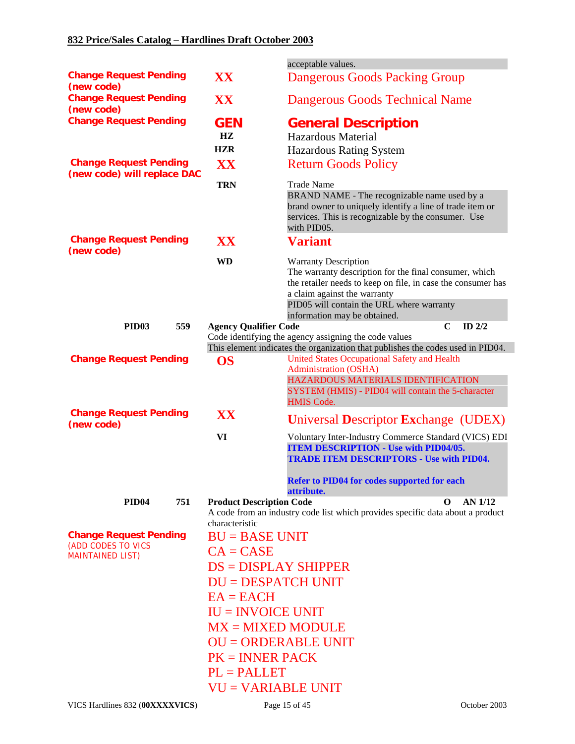| Status | Code | Description |
|---|---|---|
| | | acceptable values. |
| Change Request Pending (new code) | XX | Dangerous Goods Packing Group |
| Change Request Pending (new code) | XX | Dangerous Goods Technical Name |
| Change Request Pending | **GEN** | **General Description** |
| | **HZ** | Hazardous Material |
| | **HZR** | Hazardous Rating System |
| Change Request Pending (new code) will replace DAC | **XX** | Return Goods Policy |
| | **TRN** | Trade Name<br>BRAND NAME - The recognizable name used by a brand owner to uniquely identify a line of trade item or services. This is recognizable by the consumer. Use with PID05. |
| Change Request Pending (new code) | **XX** | **Variant** |
| | **WD** | Warranty Description<br>The warranty description for the final consumer, which the retailer needs to keep on file, in case the consumer has a claim against the warranty<br>PID05 will contain the URL where warranty information may be obtained. |

**PID03 559 Agency Qualifier Code** C ID 2/2

Code identifying the agency assigning the code values

This element indicates the organization that publishes the codes used in PID04.

| Status | Code | Description |
|---|---|---|
| Change Request Pending | **OS** | United States Occupational Safety and Health Administration (OSHA)<br>HAZARDOUS MATERIALS IDENTIFICATION SYSTEM (HMIS) - PID04 will contain the 5-character HMIS Code. |
| Change Request Pending (new code) | **XX** | **U**niversal **D**escriptor **Ex**change (UDEX) |
| | **VI** | Voluntary Inter-Industry Commerce Standard (VICS) EDI<br>**ITEM DESCRIPTION - Use with PID04/05.**<br>**TRADE ITEM DESCRIPTORS - Use with PID04.**<br><br>**Refer to PID04 for codes supported for each attribute.** |

**PID04 751 Product Description Code** O AN 1/12

A code from an industry code list which provides specific data about a product characteristic

Change Request Pending (ADD CODES TO VICS MAINTAINED LIST)

- BU = BASE UNIT
- CA = CASE
- DS = DISPLAY SHIPPER
- DU = DESPATCH UNIT
- EA = EACH
- IU = INVOICE UNIT
- MX = MIXED MODULE
- OU = ORDERABLE UNIT
- PK = INNER PACK
- PL = PALLET
- VU = VARIABLE UNIT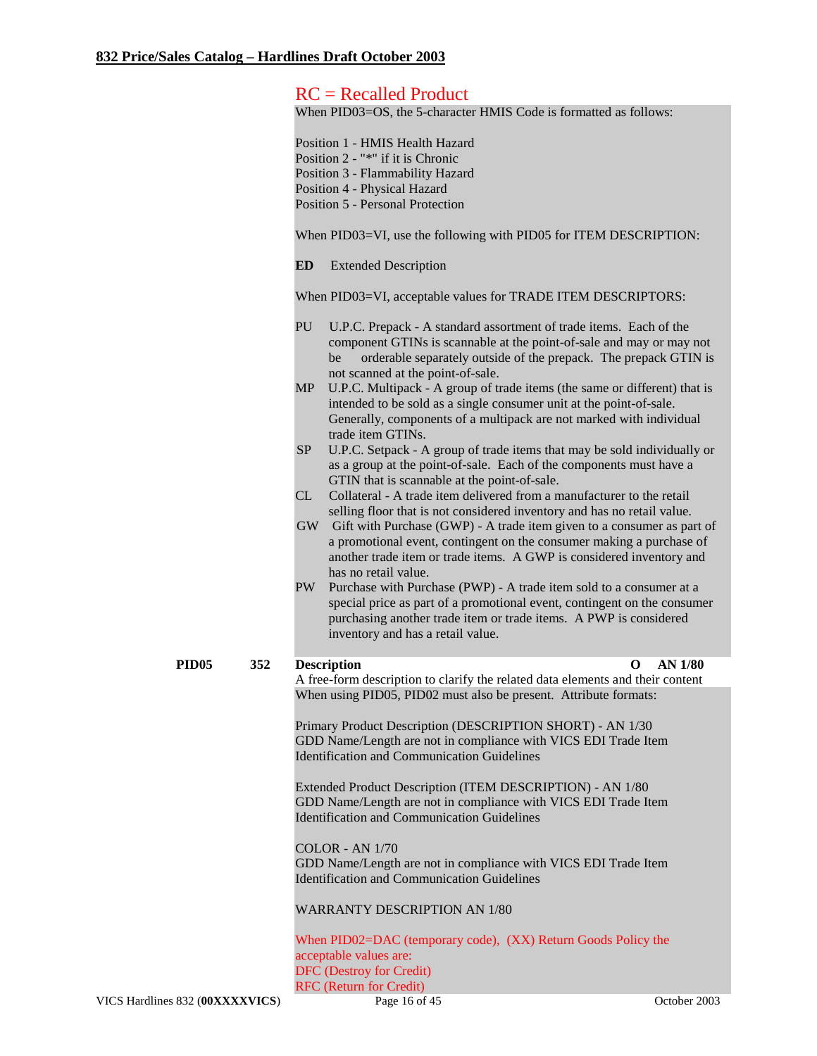RC = Recalled Product

When PID03=OS, the 5-character HMIS Code is formatted as follows:

Position 1 - HMIS Health Hazard
Position 2 - "*" if it is Chronic
Position 3 - Flammability Hazard
Position 4 - Physical Hazard
Position 5 - Personal Protection

When PID03=VI, use the following with PID05 for ITEM DESCRIPTION:

**ED** Extended Description

When PID03=VI, acceptable values for TRADE ITEM DESCRIPTORS:

- PU U.P.C. Prepack - A standard assortment of trade items. Each of the component GTINs is scannable at the point-of-sale and may or may not be orderable separately outside of the prepack. The prepack GTIN is not scanned at the point-of-sale.
- MP U.P.C. Multipack - A group of trade items (the same or different) that is intended to be sold as a single consumer unit at the point-of-sale. Generally, components of a multipack are not marked with individual trade item GTINs.
- SP U.P.C. Setpack - A group of trade items that may be sold individually or as a group at the point-of-sale. Each of the components must have a GTIN that is scannable at the point-of-sale.
- CL Collateral - A trade item delivered from a manufacturer to the retail selling floor that is not considered inventory and has no retail value.
- GW Gift with Purchase (GWP) - A trade item given to a consumer as part of a promotional event, contingent on the consumer making a purchase of another trade item or trade items. A GWP is considered inventory and has no retail value.
- PW Purchase with Purchase (PWP) - A trade item sold to a consumer at a special price as part of a promotional event, contingent on the consumer purchasing another trade item or trade items. A PWP is considered inventory and has a retail value.

| | | | | |
|---|---|---|---|---|
| **PID05** | **352** | **Description** | **O** | **AN 1/80** |

A free-form description to clarify the related data elements and their content

When using PID05, PID02 must also be present. Attribute formats:

Primary Product Description (DESCRIPTION SHORT) - AN 1/30
GDD Name/Length are not in compliance with VICS EDI Trade Item Identification and Communication Guidelines

Extended Product Description (ITEM DESCRIPTION) - AN 1/80
GDD Name/Length are not in compliance with VICS EDI Trade Item Identification and Communication Guidelines

COLOR - AN 1/70
GDD Name/Length are not in compliance with VICS EDI Trade Item Identification and Communication Guidelines

WARRANTY DESCRIPTION AN 1/80

When PID02=DAC (temporary code), (XX) Return Goods Policy the acceptable values are:
DFC (Destroy for Credit)
RFC (Return for Credit)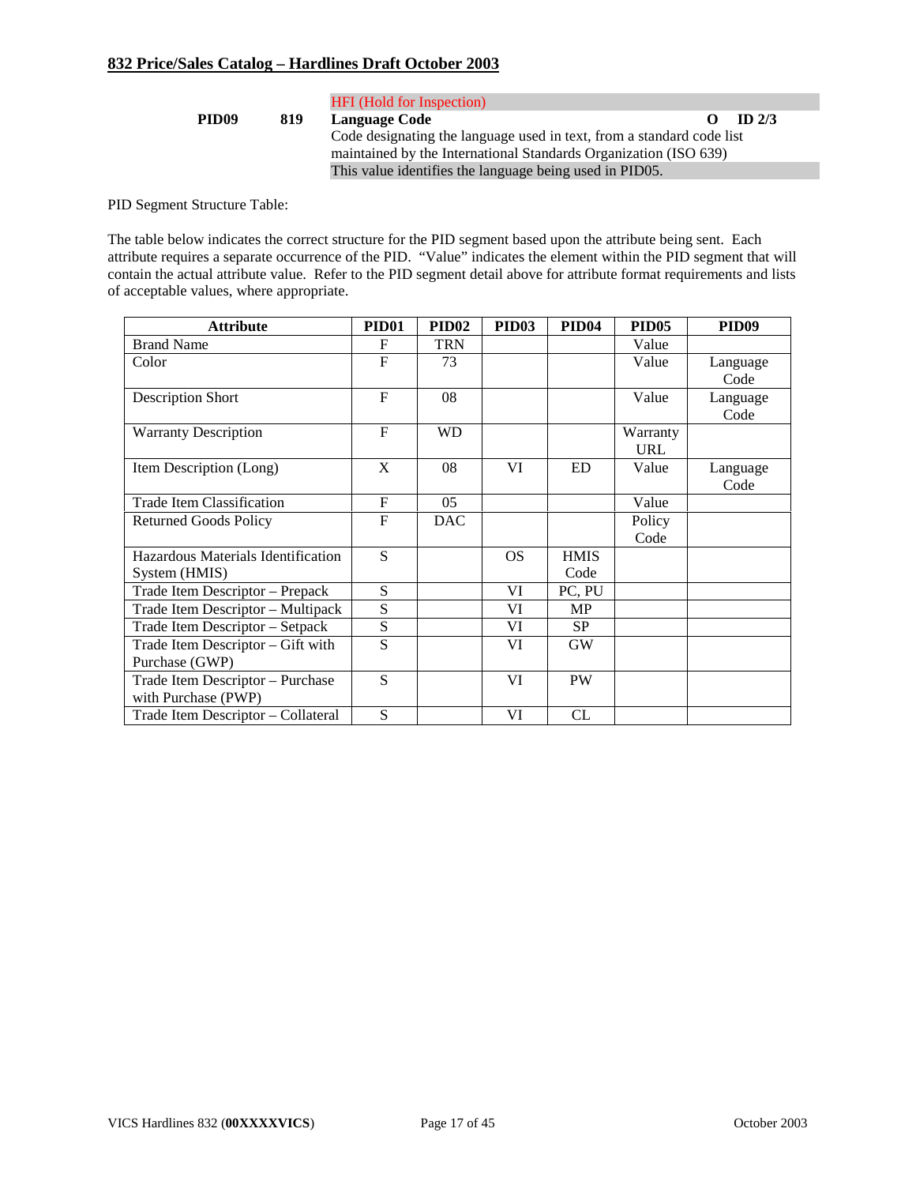HFI (Hold for Inspection)

**PID09** **819** **Language Code** **O** **ID 2/3**

Code designating the language used in text, from a standard code list maintained by the International Standards Organization (ISO 639)

This value identifies the language being used in PID05.

PID Segment Structure Table:

The table below indicates the correct structure for the PID segment based upon the attribute being sent. Each attribute requires a separate occurrence of the PID. "Value" indicates the element within the PID segment that will contain the actual attribute value. Refer to the PID segment detail above for attribute format requirements and lists of acceptable values, where appropriate.

| Attribute | PID01 | PID02 | PID03 | PID04 | PID05 | PID09 |
|---|---|---|---|---|---|---|
| Brand Name | F | TRN | | | Value | |
| Color | F | 73 | | | Value | Language Code |
| Description Short | F | 08 | | | Value | Language Code |
| Warranty Description | F | WD | | | Warranty URL | |
| Item Description (Long) | X | 08 | VI | ED | Value | Language Code |
| Trade Item Classification | F | 05 | | | Value | |
| Returned Goods Policy | F | DAC | | | Policy Code | |
| Hazardous Materials Identification System (HMIS) | S | | OS | HMIS Code | | |
| Trade Item Descriptor – Prepack | S | | VI | PC, PU | | |
| Trade Item Descriptor – Multipack | S | | VI | MP | | |
| Trade Item Descriptor – Setpack | S | | VI | SP | | |
| Trade Item Descriptor – Gift with Purchase (GWP) | S | | VI | GW | | |
| Trade Item Descriptor – Purchase with Purchase (PWP) | S | | VI | PW | | |
| Trade Item Descriptor – Collateral | S | | VI | CL | | |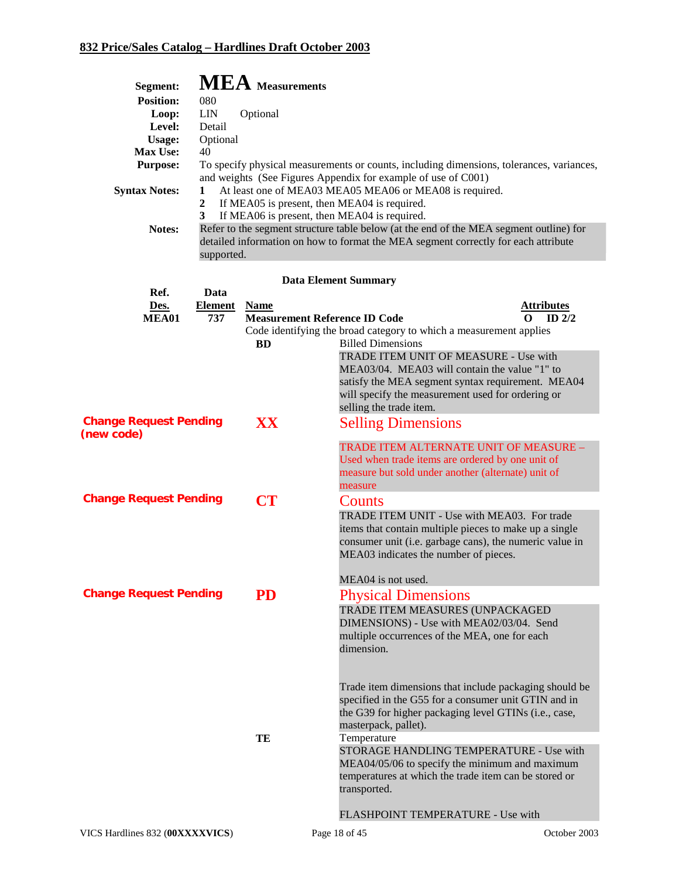# MEA Measurements

**Segment:** MEA Measurements
**Position:** 080
**Loop:** LIN Optional
**Level:** Detail
**Usage:** Optional
**Max Use:** 40
**Purpose:** To specify physical measurements or counts, including dimensions, tolerances, variances, and weights (See Figures Appendix for example of use of C001)
**Syntax Notes:**
1. At least one of MEA03 MEA05 MEA06 or MEA08 is required.
2. If MEA05 is present, then MEA04 is required.
3. If MEA06 is present, then MEA04 is required.

**Notes:** Refer to the segment structure table below (at the end of the MEA segment outline) for detailed information on how to format the MEA segment correctly for each attribute supported.

## Data Element Summary

| Ref. Des. | Data Element | Name | Attributes |
|---|---|---|---|
| MEA01 | 737 | **Measurement Reference ID Code** | O ID 2/2 |

Code identifying the broad category to which a measurement applies

**BD** Billed Dimensions

TRADE ITEM UNIT OF MEASURE - Use with MEA03/04. MEA03 will contain the value "1" to satisfy the MEA segment syntax requirement. MEA04 will specify the measurement used for ordering or selling the trade item.

**Change Request Pending (new code)**

**XX** Selling Dimensions

TRADE ITEM ALTERNATE UNIT OF MEASURE – Used when trade items are ordered by one unit of measure but sold under another (alternate) unit of measure

**Change Request Pending**

**CT** Counts

TRADE ITEM UNIT - Use with MEA03. For trade items that contain multiple pieces to make up a single consumer unit (i.e. garbage cans), the numeric value in MEA03 indicates the number of pieces.

MEA04 is not used.

**Change Request Pending**

**PD** Physical Dimensions

TRADE ITEM MEASURES (UNPACKAGED DIMENSIONS) - Use with MEA02/03/04. Send multiple occurrences of the MEA, one for each dimension.

Trade item dimensions that include packaging should be specified in the G55 for a consumer unit GTIN and in the G39 for higher packaging level GTINs (i.e., case, masterpack, pallet).

**TE** Temperature

STORAGE HANDLING TEMPERATURE - Use with MEA04/05/06 to specify the minimum and maximum temperatures at which the trade item can be stored or transported.

FLASHPOINT TEMPERATURE - Use with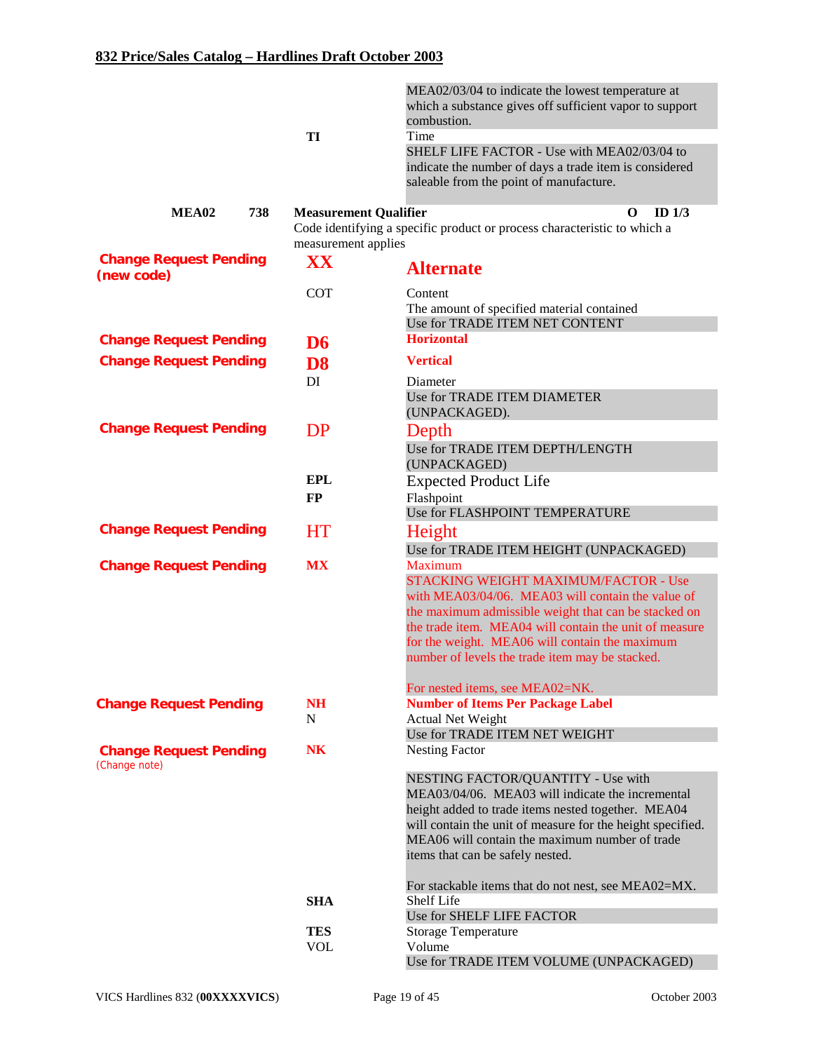| | Code | Description |
|---|---|---|
| | | MEA02/03/04 to indicate the lowest temperature at which a substance gives off sufficient vapor to support combustion. |
| | **TI** | Time |
| | | SHELF LIFE FACTOR - Use with MEA02/03/04 to indicate the number of days a trade item is considered saleable from the point of manufacture. |

**MEA02 738 Measurement Qualifier** O ID 1/3

Code identifying a specific product or process characteristic to which a measurement applies

| Status | Code | Description |
|---|---|---|
| **Change Request Pending (new code)** | **XX** | **Alternate** |
| | COT | Content<br>The amount of specified material contained<br>Use for TRADE ITEM NET CONTENT |
| **Change Request Pending** | **D6** | **Horizontal** |
| **Change Request Pending** | **D8** | **Vertical** |
| | DI | Diameter<br>Use for TRADE ITEM DIAMETER (UNPACKAGED). |
| **Change Request Pending** | DP | Depth<br>Use for TRADE ITEM DEPTH/LENGTH (UNPACKAGED) |
| | **EPL** | Expected Product Life |
| | **FP** | Flashpoint<br>Use for FLASHPOINT TEMPERATURE |
| **Change Request Pending** | HT | Height<br>Use for TRADE ITEM HEIGHT (UNPACKAGED) |
| **Change Request Pending** | **MX** | Maximum<br>STACKING WEIGHT MAXIMUM/FACTOR - Use with MEA03/04/06. MEA03 will contain the value of the maximum admissible weight that can be stacked on the trade item. MEA04 will contain the unit of measure for the weight. MEA06 will contain the maximum number of levels the trade item may be stacked.<br><br>For nested items, see MEA02=NK. |
| **Change Request Pending** | **NH** | **Number of Items Per Package Label** |
| | N | Actual Net Weight<br>Use for TRADE ITEM NET WEIGHT |
| **Change Request Pending** (Change note) | **NK** | Nesting Factor<br><br>NESTING FACTOR/QUANTITY - Use with MEA03/04/06. MEA03 will indicate the incremental height added to trade items nested together. MEA04 will contain the unit of measure for the height specified. MEA06 will contain the maximum number of trade items that can be safely nested.<br><br>For stackable items that do not nest, see MEA02=MX. |
| | **SHA** | Shelf Life<br>Use for SHELF LIFE FACTOR |
| | **TES** | Storage Temperature |
| | VOL | Volume<br>Use for TRADE ITEM VOLUME (UNPACKAGED) |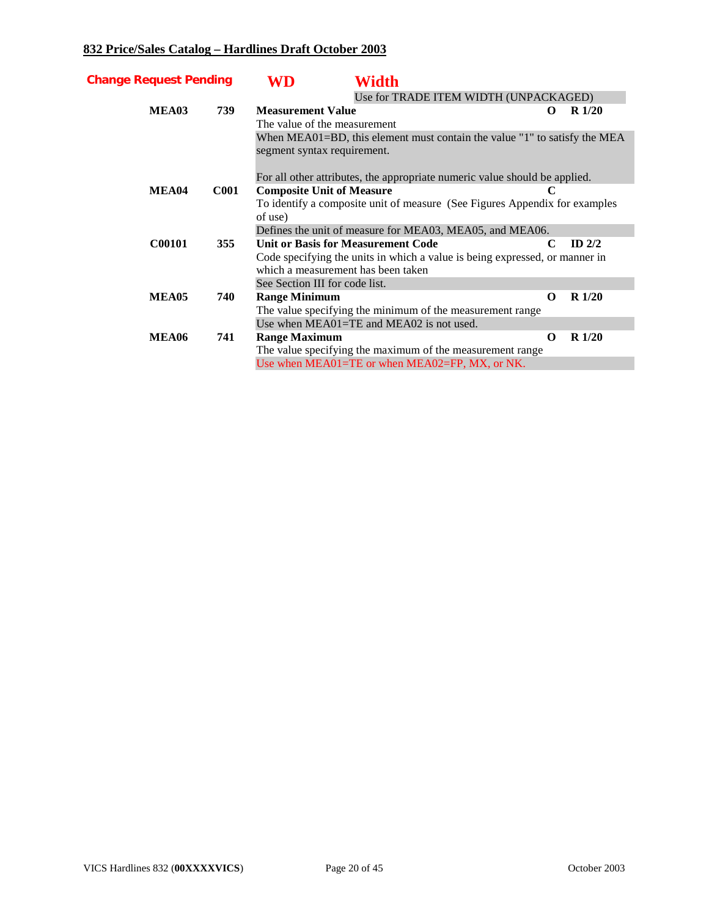**832 Price/Sales Catalog – Hardlines Draft October 2003**

**Change Request Pending** &nbsp;&nbsp;&nbsp; **WD** &nbsp;&nbsp;&nbsp; **Width**

Use for TRADE ITEM WIDTH (UNPACKAGED)

| | | | | |
|---|---|---|---|---|
| **MEA03** | **739** | **Measurement Value**<br>The value of the measurement<br>When MEA01=BD, this element must contain the value "1" to satisfy the MEA segment syntax requirement.<br><br>For all other attributes, the appropriate numeric value should be applied. | **O** | **R 1/20** |
| **MEA04** | **C001** | **Composite Unit of Measure**<br>To identify a composite unit of measure (See Figures Appendix for examples of use)<br>Defines the unit of measure for MEA03, MEA05, and MEA06. | **C** | |
| **C00101** | **355** | **Unit or Basis for Measurement Code**<br>Code specifying the units in which a value is being expressed, or manner in which a measurement has been taken<br>See Section III for code list. | **C** | **ID 2/2** |
| **MEA05** | **740** | **Range Minimum**<br>The value specifying the minimum of the measurement range<br>Use when MEA01=TE and MEA02 is not used. | **O** | **R 1/20** |
| **MEA06** | **741** | **Range Maximum**<br>The value specifying the maximum of the measurement range<br>Use when MEA01=TE or when MEA02=FP, MX, or NK. | **O** | **R 1/20** |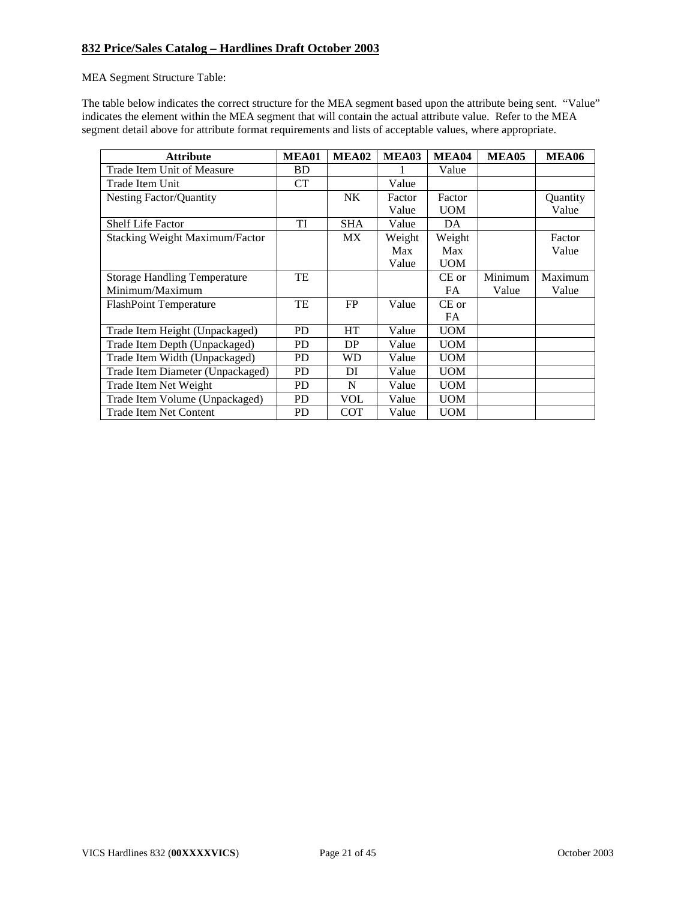## 832 Price/Sales Catalog – Hardlines Draft October 2003

MEA Segment Structure Table:

The table below indicates the correct structure for the MEA segment based upon the attribute being sent. "Value" indicates the element within the MEA segment that will contain the actual attribute value. Refer to the MEA segment detail above for attribute format requirements and lists of acceptable values, where appropriate.

| Attribute | MEA01 | MEA02 | MEA03 | MEA04 | MEA05 | MEA06 |
|---|---|---|---|---|---|---|
| Trade Item Unit of Measure | BD | | 1 | Value | | |
| Trade Item Unit | CT | | Value | | | |
| Nesting Factor/Quantity | | NK | Factor Value | Factor UOM | | Quantity Value |
| Shelf Life Factor | TI | SHA | Value | DA | | |
| Stacking Weight Maximum/Factor | | MX | Weight Max Value | Weight Max UOM | | Factor Value |
| Storage Handling Temperature Minimum/Maximum | TE | | | CE or FA | Minimum Value | Maximum Value |
| FlashPoint Temperature | TE | FP | Value | CE or FA | | |
| Trade Item Height (Unpackaged) | PD | HT | Value | UOM | | |
| Trade Item Depth (Unpackaged) | PD | DP | Value | UOM | | |
| Trade Item Width (Unpackaged) | PD | WD | Value | UOM | | |
| Trade Item Diameter (Unpackaged) | PD | DI | Value | UOM | | |
| Trade Item Net Weight | PD | N | Value | UOM | | |
| Trade Item Volume (Unpackaged) | PD | VOL | Value | UOM | | |
| Trade Item Net Content | PD | COT | Value | UOM | | |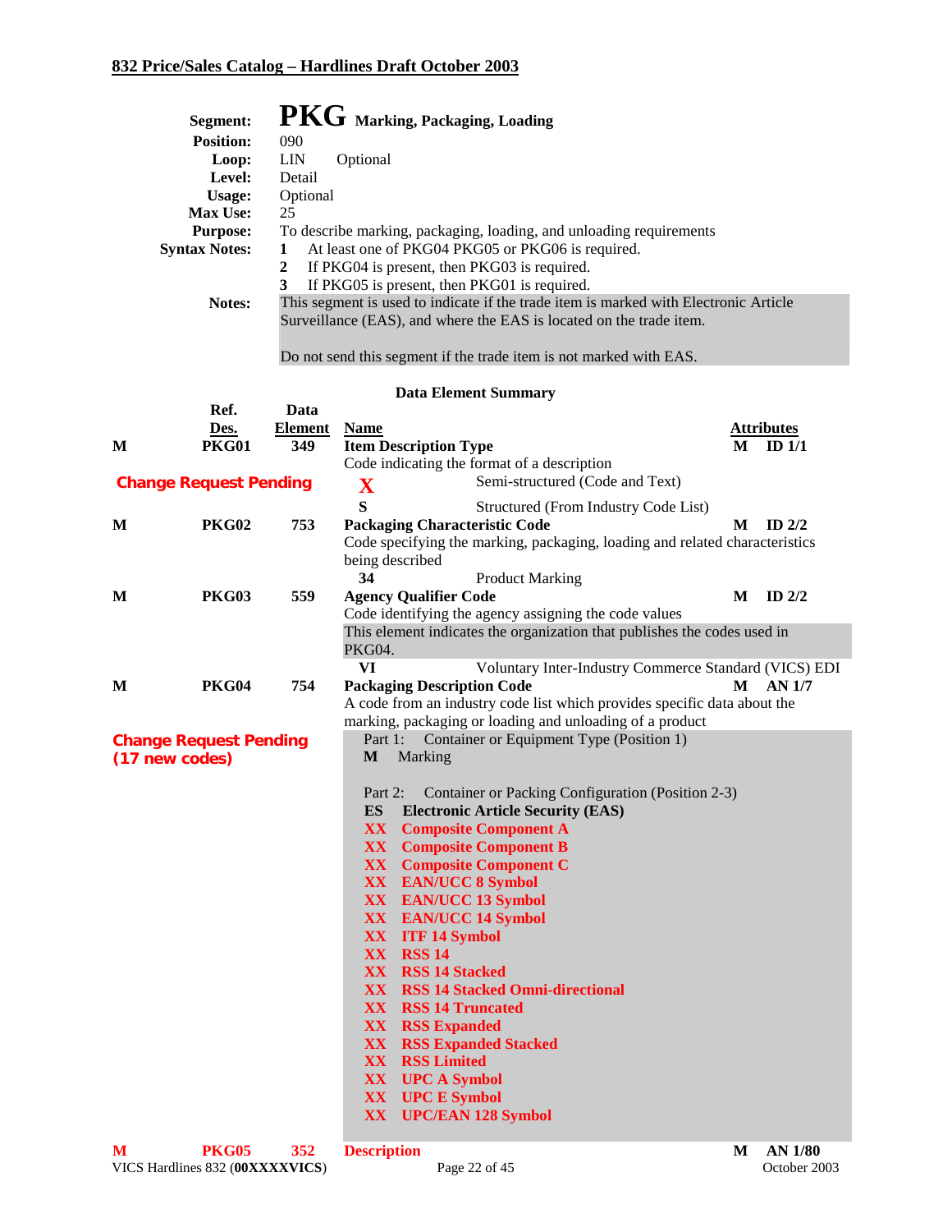**Segment:** **PKG** Marking, Packaging, Loading

**Position:** 090

**Loop:** LIN Optional

**Level:** Detail

**Usage:** Optional

**Max Use:** 25

**Purpose:** To describe marking, packaging, loading, and unloading requirements

**Syntax Notes:**

1. At least one of PKG04 PKG05 or PKG06 is required.
2. If PKG04 is present, then PKG03 is required.
3. If PKG05 is present, then PKG01 is required.

**Notes:** This segment is used to indicate if the trade item is marked with Electronic Article Surveillance (EAS), and where the EAS is located on the trade item.

Do not send this segment if the trade item is not marked with EAS.

### Data Element Summary

| | Ref. Des. | Data Element | Name | | Attributes |
|---|---|---|---|---|---|
| M | **PKG01** | **349** | **Item Description Type** | M | ID 1/1 |
| | | | Code indicating the format of a description | | |
| **Change Request Pending** | | | **X** Semi-structured (Code and Text) | | |
| | | | **S** Structured (From Industry Code List) | | |
| M | **PKG02** | **753** | **Packaging Characteristic Code** | M | ID 2/2 |
| | | | Code specifying the marking, packaging, loading and related characteristics being described | | |
| | | | **34** Product Marking | | |
| M | **PKG03** | **559** | **Agency Qualifier Code** | M | ID 2/2 |
| | | | Code identifying the agency assigning the code values | | |
| | | | This element indicates the organization that publishes the codes used in PKG04. | | |
| | | | **VI** Voluntary Inter-Industry Commerce Standard (VICS) EDI | | |
| M | **PKG04** | **754** | **Packaging Description Code** | M | AN 1/7 |
| | | | A code from an industry code list which provides specific data about the marking, packaging or loading and unloading of a product | | |
| **Change Request Pending (17 new codes)** | | | Part 1: Container or Equipment Type (Position 1) | | |
| | | | **M** Marking | | |
| | | | Part 2: Container or Packing Configuration (Position 2-3) | | |
| | | | **ES** **Electronic Article Security (EAS)** | | |
| | | | **XX** **Composite Component A** | | |
| | | | **XX** **Composite Component B** | | |
| | | | **XX** **Composite Component C** | | |
| | | | **XX** **EAN/UCC 8 Symbol** | | |
| | | | **XX** **EAN/UCC 13 Symbol** | | |
| | | | **XX** **EAN/UCC 14 Symbol** | | |
| | | | **XX** **ITF 14 Symbol** | | |
| | | | **XX** **RSS 14** | | |
| | | | **XX** **RSS 14 Stacked** | | |
| | | | **XX** **RSS 14 Stacked Omni-directional** | | |
| | | | **XX** **RSS 14 Truncated** | | |
| | | | **XX** **RSS Expanded** | | |
| | | | **XX** **RSS Expanded Stacked** | | |
| | | | **XX** **RSS Limited** | | |
| | | | **XX** **UPC A Symbol** | | |
| | | | **XX** **UPC E Symbol** | | |
| | | | **XX** **UPC/EAN 128 Symbol** | | |
| M | **PKG05** | **352** | **Description** | M | AN 1/80 |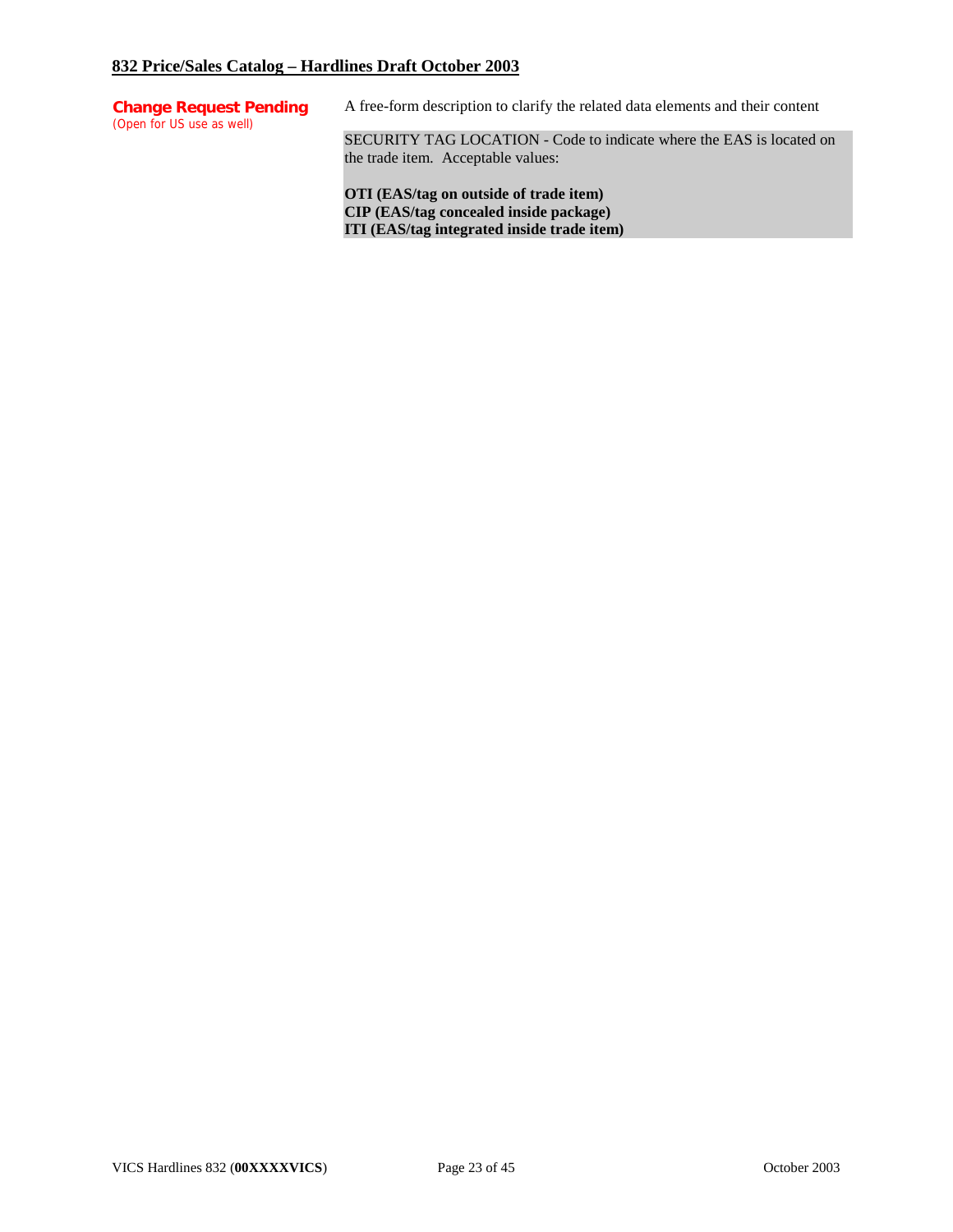| | |
|---|---|
| **Change Request Pending**<br>(Open for US use as well) | A free-form description to clarify the related data elements and their content<br><br>SECURITY TAG LOCATION - Code to indicate where the EAS is located on the trade item. Acceptable values:<br><br>**OTI (EAS/tag on outside of trade item)**<br>**CIP (EAS/tag concealed inside package)**<br>**ITI (EAS/tag integrated inside trade item)** |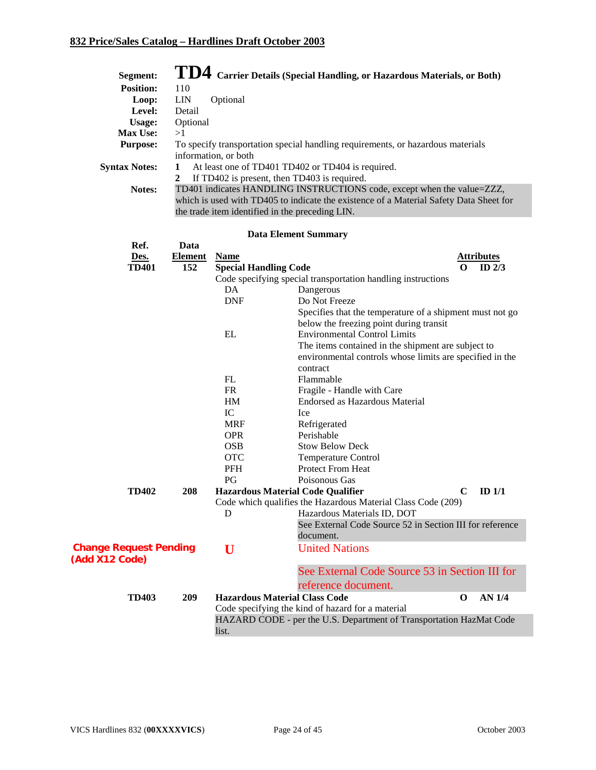**832 Price/Sales Catalog – Hardlines Draft October 2003**

# TD4 Carrier Details (Special Handling, or Hazardous Materials, or Both)

**Segment:** TD4 Carrier Details (Special Handling, or Hazardous Materials, or Both)
**Position:** 110
**Loop:** LIN Optional
**Level:** Detail
**Usage:** Optional
**Max Use:** >1
**Purpose:** To specify transportation special handling requirements, or hazardous materials information, or both
**Syntax Notes:**
1. At least one of TD401 TD402 or TD404 is required.
2. If TD402 is present, then TD403 is required.

**Notes:** TD401 indicates HANDLING INSTRUCTIONS code, except when the value=ZZZ, which is used with TD405 to indicate the existence of a Material Safety Data Sheet for the trade item identified in the preceding LIN.

### Data Element Summary

| Ref. Des. | Data Element | Name | | Attributes |
|---|---|---|---|---|
| **TD401** | **152** | **Special Handling Code** | | **O ID 2/3** |
| | | Code specifying special transportation handling instructions | | |
| | | DA | Dangerous | |
| | | DNF | Do Not Freeze<br>Specifies that the temperature of a shipment must not go below the freezing point during transit | |
| | | EL | Environmental Control Limits<br>The items contained in the shipment are subject to environmental controls whose limits are specified in the contract | |
| | | FL | Flammable | |
| | | FR | Fragile - Handle with Care | |
| | | HM | Endorsed as Hazardous Material | |
| | | IC | Ice | |
| | | MRF | Refrigerated | |
| | | OPR | Perishable | |
| | | OSB | Stow Below Deck | |
| | | OTC | Temperature Control | |
| | | PFH | Protect From Heat | |
| | | PG | Poisonous Gas | |
| **TD402** | **208** | **Hazardous Material Code Qualifier** | | **C ID 1/1** |
| | | Code which qualifies the Hazardous Material Class Code (209) | | |
| | | D | Hazardous Materials ID, DOT<br>See External Code Source 52 in Section III for reference document. | |
| **Change Request Pending (Add X12 Code)** | | **U** | United Nations<br>See External Code Source 53 in Section III for reference document. | |
| **TD403** | **209** | **Hazardous Material Class Code** | | **O AN 1/4** |
| | | Code specifying the kind of hazard for a material<br>HAZARD CODE - per the U.S. Department of Transportation HazMat Code list. | | |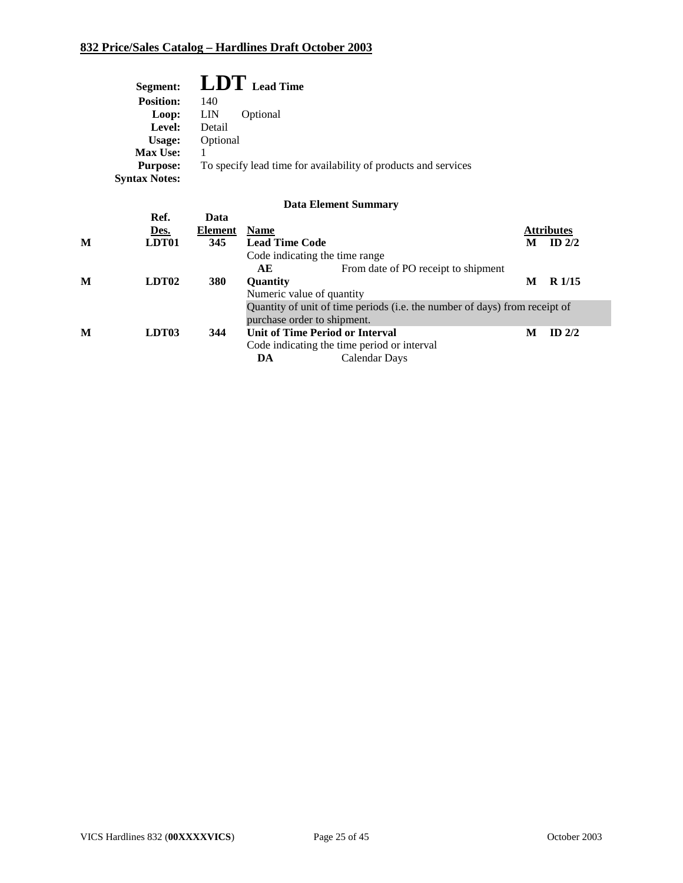**Segment:** **LDT** Lead Time
**Position:** 140
**Loop:** LIN Optional
**Level:** Detail
**Usage:** Optional
**Max Use:** 1
**Purpose:** To specify lead time for availability of products and services
**Syntax Notes:**

### Data Element Summary

| | Ref. Des. | Data Element | Name | | Attributes |
|---|---|---|---|---|---|
| **M** | **LDT01** | **345** | **Lead Time Code** | **M** | **ID 2/2** |
| | | | Code indicating the time range | | |
| | | | **AE** From date of PO receipt to shipment | | |
| **M** | **LDT02** | **380** | **Quantity** | **M** | **R 1/15** |
| | | | Numeric value of quantity | | |
| | | | Quantity of unit of time periods (i.e. the number of days) from receipt of purchase order to shipment. | | |
| **M** | **LDT03** | **344** | **Unit of Time Period or Interval** | **M** | **ID 2/2** |
| | | | Code indicating the time period or interval | | |
| | | | **DA** Calendar Days | | |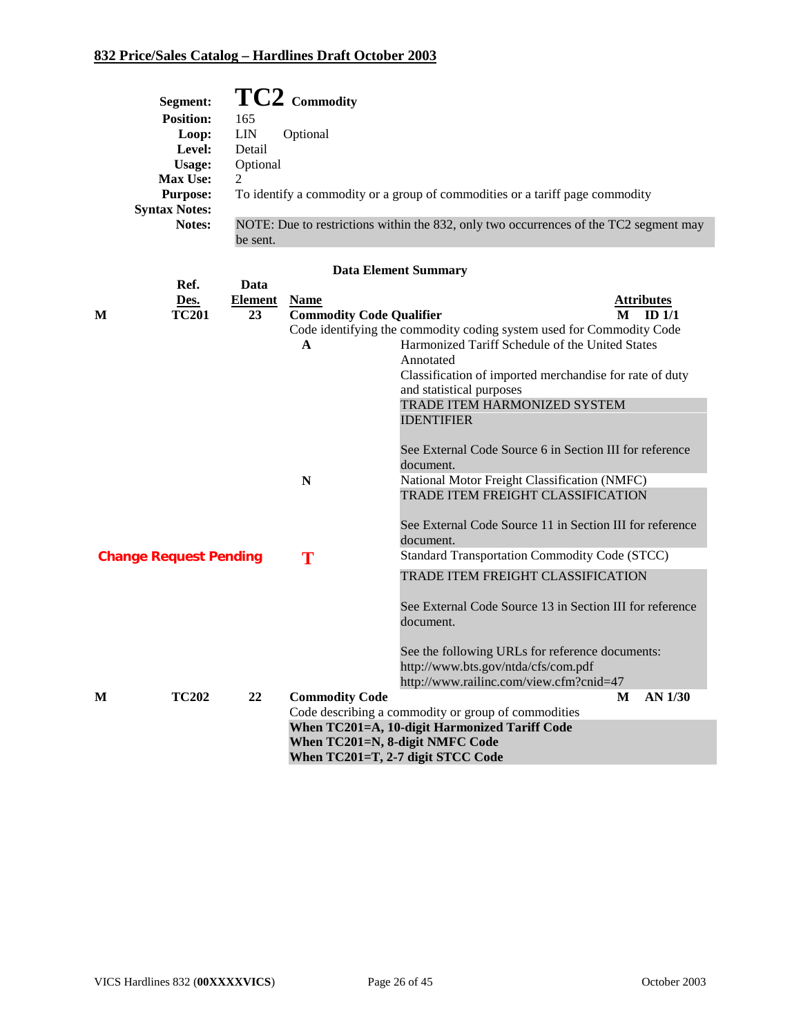**Segment:** **TC2** Commodity
**Position:** 165
**Loop:** LIN Optional
**Level:** Detail
**Usage:** Optional
**Max Use:** 2
**Purpose:** To identify a commodity or a group of commodities or a tariff page commodity
**Syntax Notes:**
**Notes:** NOTE: Due to restrictions within the 832, only two occurrences of the TC2 segment may be sent.

### Data Element Summary

| | Ref. Des. | Data Element | Name | | Attributes | |
|---|---|---|---|---|---|---|
| M | TC201 | 23 | **Commodity Code Qualifier** | | M | ID 1/1 |
| | | | Code identifying the commodity coding system used for Commodity Code | | | |
| | | | **A** | Harmonized Tariff Schedule of the United States Annotated<br>Classification of imported merchandise for rate of duty and statistical purposes<br>TRADE ITEM HARMONIZED SYSTEM IDENTIFIER<br><br>See External Code Source 6 in Section III for reference document. | | |
| | | | **N** | National Motor Freight Classification (NMFC)<br>TRADE ITEM FREIGHT CLASSIFICATION<br><br>See External Code Source 11 in Section III for reference document. | | |
| **Change Request Pending** | | | **T** | Standard Transportation Commodity Code (STCC)<br>TRADE ITEM FREIGHT CLASSIFICATION<br><br>See External Code Source 13 in Section III for reference document.<br><br>See the following URLs for reference documents:<br>http://www.bts.gov/ntda/cfs/com.pdf<br>http://www.railinc.com/view.cfm?cnid=47 | | |
| M | TC202 | 22 | **Commodity Code** | | M | AN 1/30 |
| | | | Code describing a commodity or group of commodities<br>**When TC201=A, 10-digit Harmonized Tariff Code**<br>**When TC201=N, 8-digit NMFC Code**<br>**When TC201=T, 2-7 digit STCC Code** | | | |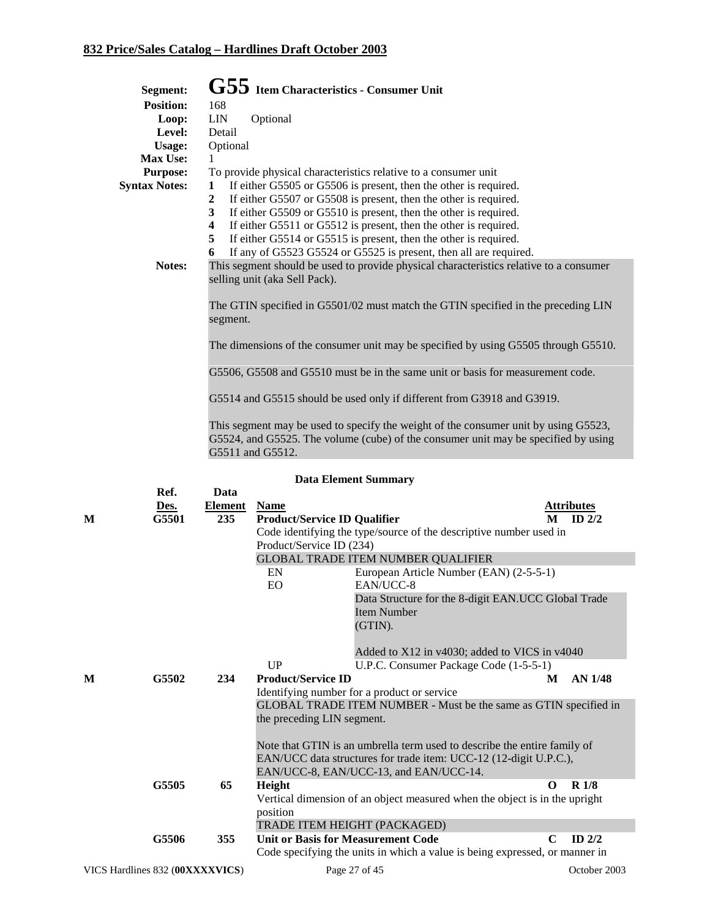**Segment:** **G55** **Item Characteristics - Consumer Unit**

**Position:** 168

**Loop:** LIN Optional

**Level:** Detail

**Usage:** Optional

**Max Use:** 1

**Purpose:** To provide physical characteristics relative to a consumer unit

**Syntax Notes:**

1. If either G5505 or G5506 is present, then the other is required.
2. If either G5507 or G5508 is present, then the other is required.
3. If either G5509 or G5510 is present, then the other is required.
4. If either G5511 or G5512 is present, then the other is required.
5. If either G5514 or G5515 is present, then the other is required.
6. If any of G5523 G5524 or G5525 is present, then all are required.

**Notes:**

This segment should be used to provide physical characteristics relative to a consumer selling unit (aka Sell Pack).

The GTIN specified in G5501/02 must match the GTIN specified in the preceding LIN segment.

The dimensions of the consumer unit may be specified by using G5505 through G5510.

G5506, G5508 and G5510 must be in the same unit or basis for measurement code.

G5514 and G5515 should be used only if different from G3918 and G3919.

This segment may be used to specify the weight of the consumer unit by using G5523, G5524, and G5525. The volume (cube) of the consumer unit may be specified by using G5511 and G5512.

### Data Element Summary

| | Ref. Des. | Data Element | Name | Attributes |
|---|---|---|---|---|
| M | G5501 | 235 | **Product/Service ID Qualifier**<br>Code identifying the type/source of the descriptive number used in Product/Service ID (234)<br>GLOBAL TRADE ITEM NUMBER QUALIFIER<br>EN — European Article Number (EAN) (2-5-5-1)<br>EO — EAN/UCC-8<br>Data Structure for the 8-digit EAN.UCC Global Trade Item Number (GTIN).<br>Added to X12 in v4030; added to VICS in v4040<br>UP — U.P.C. Consumer Package Code (1-5-5-1) | M ID 2/2 |
| M | G5502 | 234 | **Product/Service ID**<br>Identifying number for a product or service<br>GLOBAL TRADE ITEM NUMBER - Must be the same as GTIN specified in the preceding LIN segment.<br>Note that GTIN is an umbrella term used to describe the entire family of EAN/UCC data structures for trade item: UCC-12 (12-digit U.P.C.), EAN/UCC-8, EAN/UCC-13, and EAN/UCC-14. | M AN 1/48 |
| | G5505 | 65 | **Height**<br>Vertical dimension of an object measured when the object is in the upright position<br>TRADE ITEM HEIGHT (PACKAGED) | O R 1/8 |
| | G5506 | 355 | **Unit or Basis for Measurement Code**<br>Code specifying the units in which a value is being expressed, or manner in | C ID 2/2 |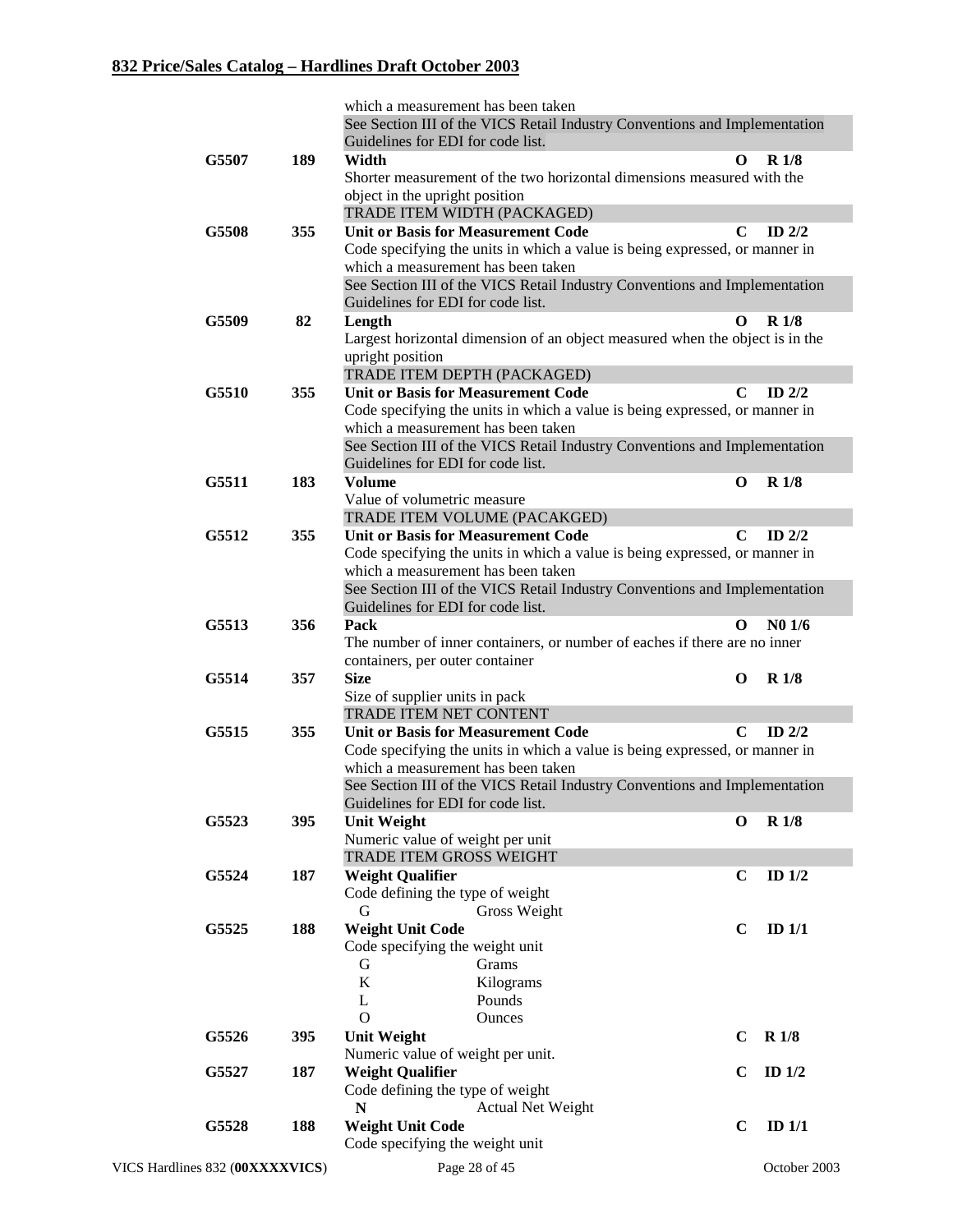| | | | | |
|---|---|---|---|---|
| | | which a measurement has been taken<br>See Section III of the VICS Retail Industry Conventions and Implementation Guidelines for EDI for code list. | | |
| **G5507** | **189** | **Width**<br>Shorter measurement of the two horizontal dimensions measured with the object in the upright position<br>TRADE ITEM WIDTH (PACKAGED) | **O** | **R 1/8** |
| **G5508** | **355** | **Unit or Basis for Measurement Code**<br>Code specifying the units in which a value is being expressed, or manner in which a measurement has been taken<br>See Section III of the VICS Retail Industry Conventions and Implementation Guidelines for EDI for code list. | **C** | **ID 2/2** |
| **G5509** | **82** | **Length**<br>Largest horizontal dimension of an object measured when the object is in the upright position<br>TRADE ITEM DEPTH (PACKAGED) | **O** | **R 1/8** |
| **G5510** | **355** | **Unit or Basis for Measurement Code**<br>Code specifying the units in which a value is being expressed, or manner in which a measurement has been taken<br>See Section III of the VICS Retail Industry Conventions and Implementation Guidelines for EDI for code list. | **C** | **ID 2/2** |
| **G5511** | **183** | **Volume**<br>Value of volumetric measure<br>TRADE ITEM VOLUME (PACAKGED) | **O** | **R 1/8** |
| **G5512** | **355** | **Unit or Basis for Measurement Code**<br>Code specifying the units in which a value is being expressed, or manner in which a measurement has been taken<br>See Section III of the VICS Retail Industry Conventions and Implementation Guidelines for EDI for code list. | **C** | **ID 2/2** |
| **G5513** | **356** | **Pack**<br>The number of inner containers, or number of eaches if there are no inner containers, per outer container | **O** | **N0 1/6** |
| **G5514** | **357** | **Size**<br>Size of supplier units in pack<br>TRADE ITEM NET CONTENT | **O** | **R 1/8** |
| **G5515** | **355** | **Unit or Basis for Measurement Code**<br>Code specifying the units in which a value is being expressed, or manner in which a measurement has been taken<br>See Section III of the VICS Retail Industry Conventions and Implementation Guidelines for EDI for code list. | **C** | **ID 2/2** |
| **G5523** | **395** | **Unit Weight**<br>Numeric value of weight per unit<br>TRADE ITEM GROSS WEIGHT | **O** | **R 1/8** |
| **G5524** | **187** | **Weight Qualifier**<br>Code defining the type of weight<br>G — Gross Weight | **C** | **ID 1/2** |
| **G5525** | **188** | **Weight Unit Code**<br>Code specifying the weight unit<br>G — Grams<br>K — Kilograms<br>L — Pounds<br>O — Ounces | **C** | **ID 1/1** |
| **G5526** | **395** | **Unit Weight**<br>Numeric value of weight per unit. | **C** | **R 1/8** |
| **G5527** | **187** | **Weight Qualifier**<br>Code defining the type of weight<br>**N** — Actual Net Weight | **C** | **ID 1/2** |
| **G5528** | **188** | **Weight Unit Code**<br>Code specifying the weight unit | **C** | **ID 1/1** |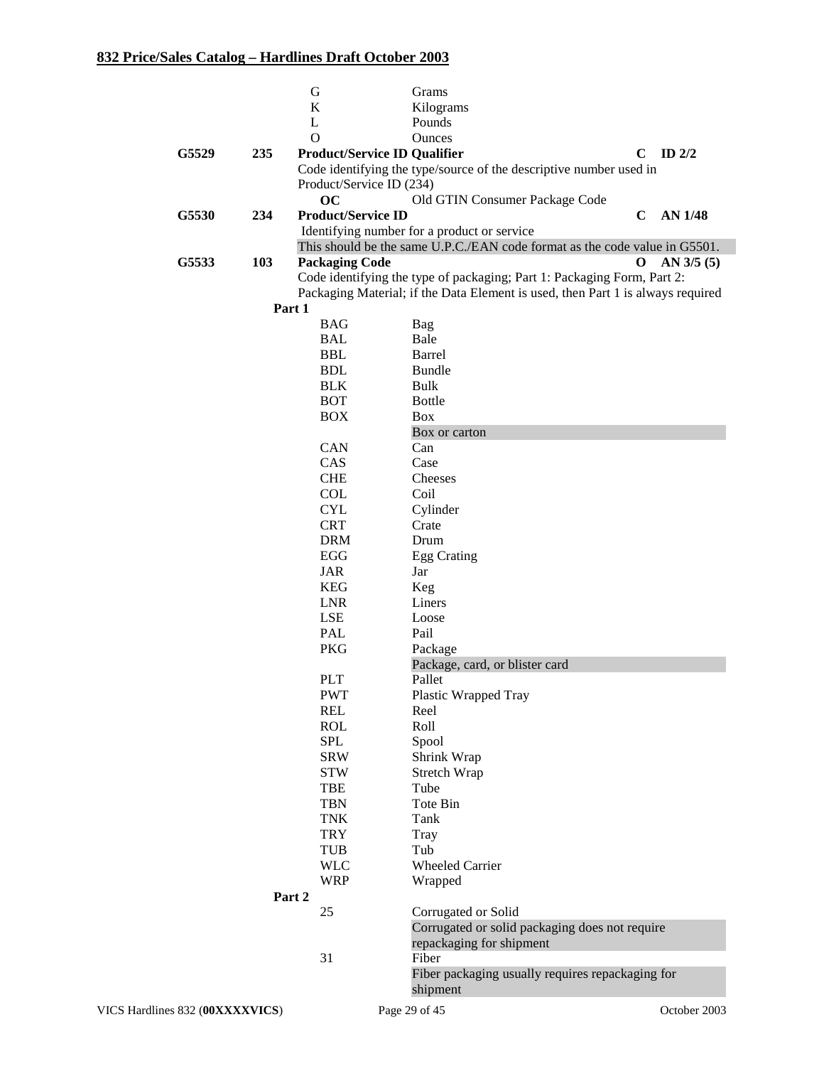| | | | | | |
|---|---|---|---|---|---|
| | | G | Grams | | |
| | | K | Kilograms | | |
| | | L | Pounds | | |
| | | O | Ounces | | |
| **G5529** | **235** | **Product/Service ID Qualifier** | | **C** | **ID 2/2** |
| | | Code identifying the type/source of the descriptive number used in Product/Service ID (234) | | | |
| | | **OC** | Old GTIN Consumer Package Code | | |
| **G5530** | **234** | **Product/Service ID** | | **C** | **AN 1/48** |
| | | Identifying number for a product or service | | | |
| | | This should be the same U.P.C./EAN code format as the code value in G5501. | | | |
| **G5533** | **103** | **Packaging Code** | | **O** | **AN 3/5 (5)** |
| | | Code identifying the type of packaging; Part 1: Packaging Form, Part 2: Packaging Material; if the Data Element is used, then Part 1 is always required | | | |

**Part 1**

| Code | Description |
|---|---|
| BAG | Bag |
| BAL | Bale |
| BBL | Barrel |
| BDL | Bundle |
| BLK | Bulk |
| BOT | Bottle |
| BOX | Box<br>Box or carton |
| CAN | Can |
| CAS | Case |
| CHE | Cheeses |
| COL | Coil |
| CYL | Cylinder |
| CRT | Crate |
| DRM | Drum |
| EGG | Egg Crating |
| JAR | Jar |
| KEG | Keg |
| LNR | Liners |
| LSE | Loose |
| PAL | Pail |
| PKG | Package<br>Package, card, or blister card |
| PLT | Pallet |
| PWT | Plastic Wrapped Tray |
| REL | Reel |
| ROL | Roll |
| SPL | Spool |
| SRW | Shrink Wrap |
| STW | Stretch Wrap |
| TBE | Tube |
| TBN | Tote Bin |
| TNK | Tank |
| TRY | Tray |
| TUB | Tub |
| WLC | Wheeled Carrier |
| WRP | Wrapped |

**Part 2**

| Code | Description |
|---|---|
| 25 | Corrugated or Solid<br>Corrugated or solid packaging does not require repackaging for shipment |
| 31 | Fiber<br>Fiber packaging usually requires repackaging for shipment |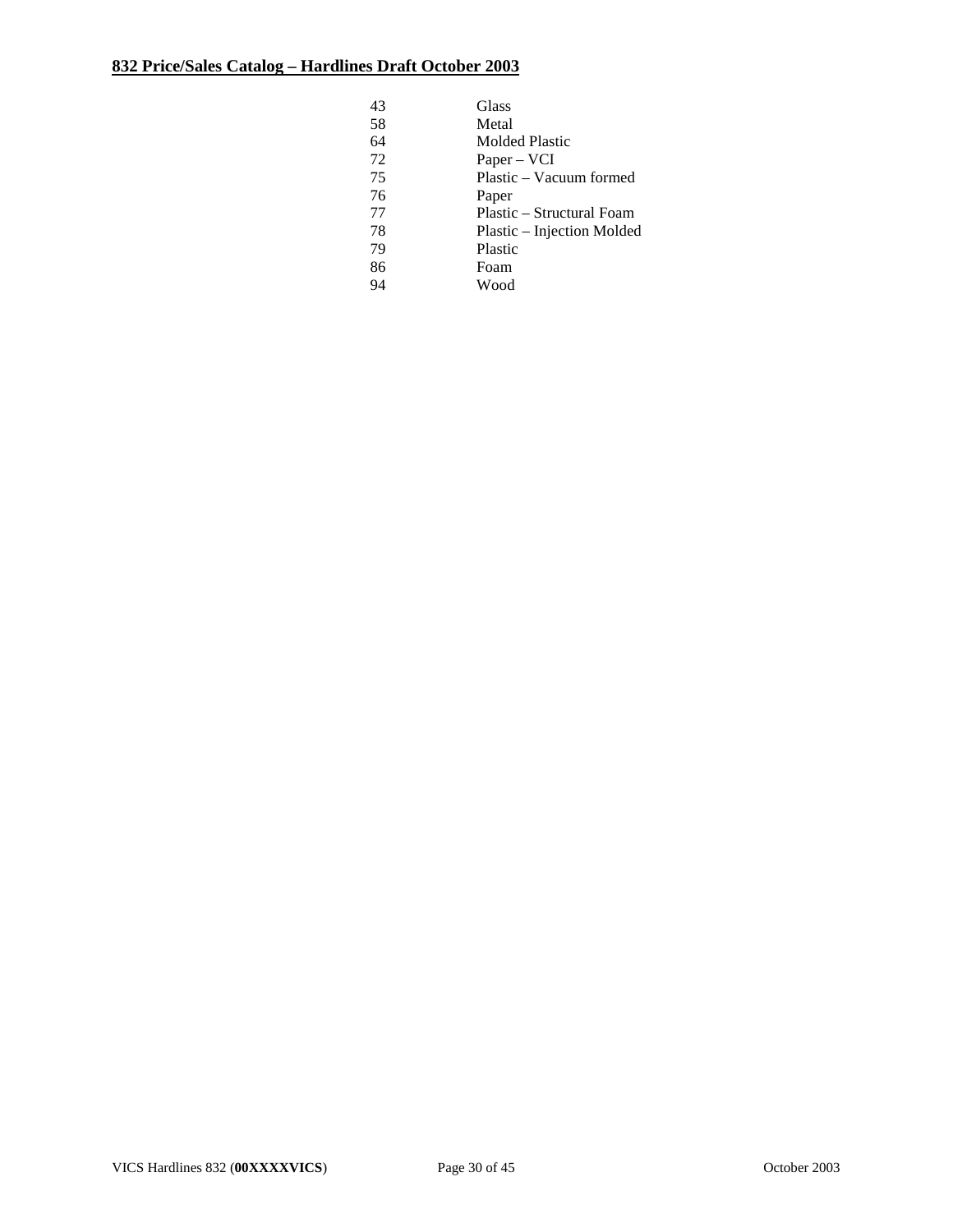| | |
|---|---|
| 43 | Glass |
| 58 | Metal |
| 64 | Molded Plastic |
| 72 | Paper – VCI |
| 75 | Plastic – Vacuum formed |
| 76 | Paper |
| 77 | Plastic – Structural Foam |
| 78 | Plastic – Injection Molded |
| 79 | Plastic |
| 86 | Foam |
| 94 | Wood |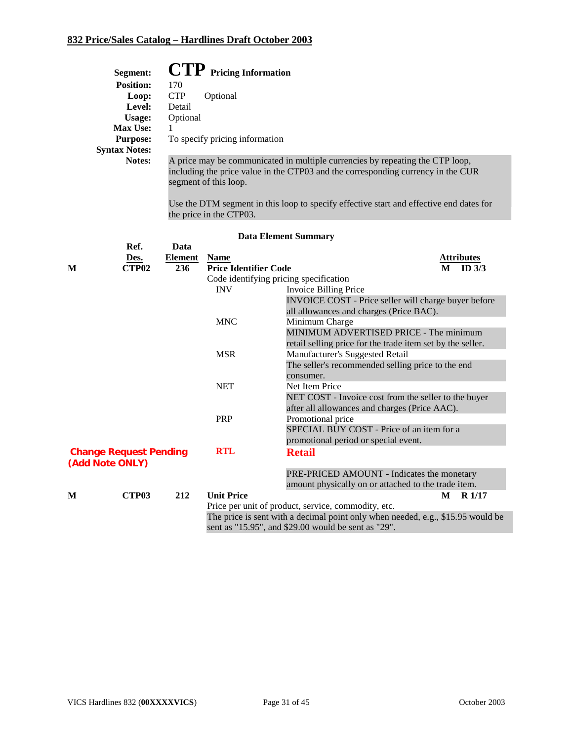**Segment:** **CTP** **Pricing Information**
**Position:** 170
**Loop:** CTP Optional
**Level:** Detail
**Usage:** Optional
**Max Use:** 1
**Purpose:** To specify pricing information
**Syntax Notes:**
**Notes:** A price may be communicated in multiple currencies by repeating the CTP loop, including the price value in the CTP03 and the corresponding currency in the CUR segment of this loop.

Use the DTM segment in this loop to specify effective start and effective end dates for the price in the CTP03.

**Data Element Summary**

| | Ref. Des. | Data Element | Name | | Attributes |
|---|---|---|---|---|---|
| **M** | **CTP02** | **236** | **Price Identifier Code** | | **M ID 3/3** |
| | | | Code identifying pricing specification | | |
| | | | INV | Invoice Billing Price | |
| | | | | INVOICE COST - Price seller will charge buyer before all allowances and charges (Price BAC). | |
| | | | MNC | Minimum Charge | |
| | | | | MINIMUM ADVERTISED PRICE - The minimum retail selling price for the trade item set by the seller. | |
| | | | MSR | Manufacturer's Suggested Retail | |
| | | | | The seller's recommended selling price to the end consumer. | |
| | | | NET | Net Item Price | |
| | | | | NET COST - Invoice cost from the seller to the buyer after all allowances and charges (Price AAC). | |
| | | | PRP | Promotional price | |
| | | | | SPECIAL BUY COST - Price of an item for a promotional period or special event. | |
| **Change Request Pending (Add Note ONLY)** | | | **RTL** | **Retail** | |
| | | | | PRE-PRICED AMOUNT - Indicates the monetary amount physically on or attached to the trade item. | |
| **M** | **CTP03** | **212** | **Unit Price** | | **M R 1/17** |
| | | | Price per unit of product, service, commodity, etc. | | |
| | | | The price is sent with a decimal point only when needed, e.g., $15.95 would be sent as "15.95", and $29.00 would be sent as "29". | | |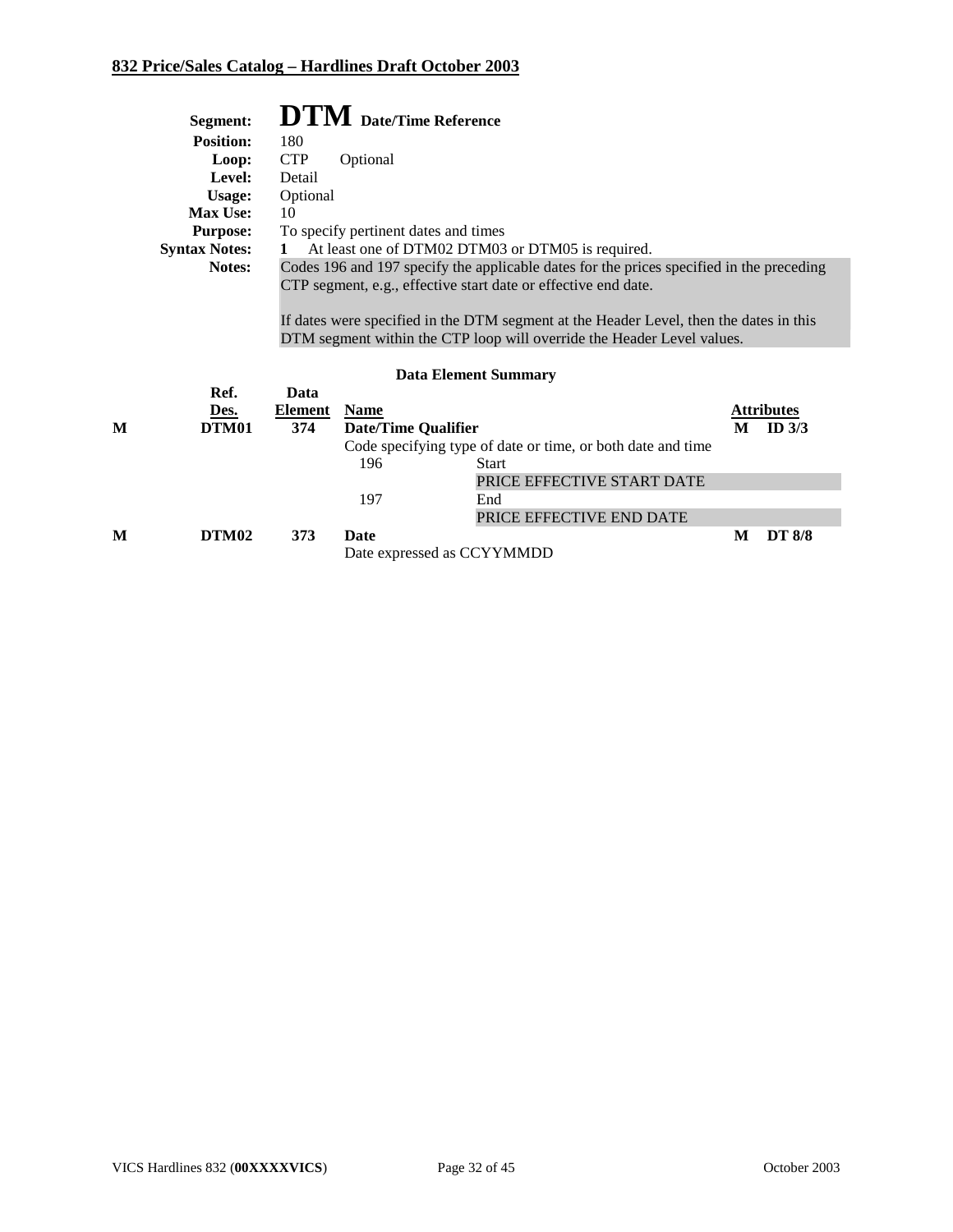**832 Price/Sales Catalog – Hardlines Draft October 2003**

| | |
|---|---|
| **Segment:** | **DTM** **Date/Time Reference** |
| **Position:** | 180 |
| **Loop:** | CTP Optional |
| **Level:** | Detail |
| **Usage:** | Optional |
| **Max Use:** | 10 |
| **Purpose:** | To specify pertinent dates and times |
| **Syntax Notes:** | **1** At least one of DTM02 DTM03 or DTM05 is required. |
| **Notes:** | Codes 196 and 197 specify the applicable dates for the prices specified in the preceding CTP segment, e.g., effective start date or effective end date.<br><br>If dates were specified in the DTM segment at the Header Level, then the dates in this DTM segment within the CTP loop will override the Header Level values. |

**Data Element Summary**

| | Ref. Des. | Data Element | Name | | Attributes | |
|---|---|---|---|---|---|---|
| **M** | **DTM01** | **374** | **Date/Time Qualifier** | | **M** | **ID 3/3** |
| | | | Code specifying type of date or time, or both date and time | | | |
| | | | 196 | Start | | |
| | | | | PRICE EFFECTIVE START DATE | | |
| | | | 197 | End | | |
| | | | | PRICE EFFECTIVE END DATE | | |
| **M** | **DTM02** | **373** | **Date** | | **M** | **DT 8/8** |
| | | | Date expressed as CCYYMMDD | | | |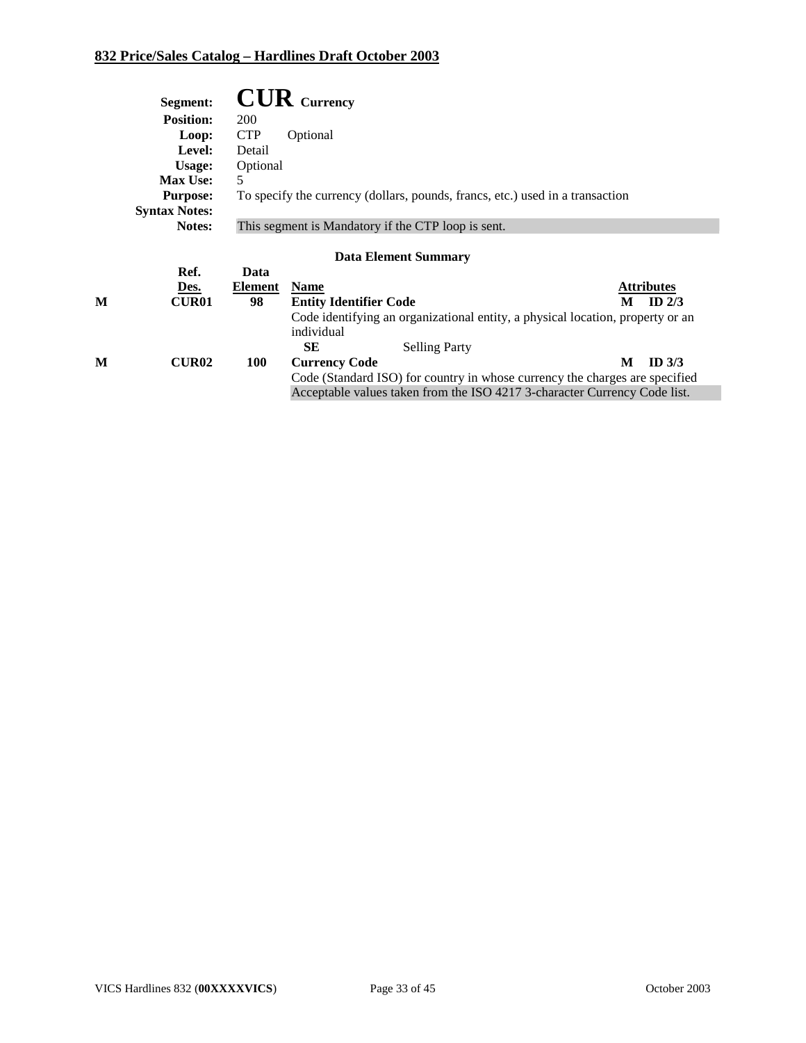**Segment:** **CUR** Currency
**Position:** 200
**Loop:** CTP Optional
**Level:** Detail
**Usage:** Optional
**Max Use:** 5
**Purpose:** To specify the currency (dollars, pounds, francs, etc.) used in a transaction
**Syntax Notes:**
**Notes:** This segment is Mandatory if the CTP loop is sent.

### Data Element Summary

| | Ref. Des. | Data Element | Name | | Attributes |
|---|---|---|---|---|---|
| M | **CUR01** | **98** | **Entity Identifier Code** | **M** | **ID 2/3** |
| | | | Code identifying an organizational entity, a physical location, property or an individual | | |
| | | | **SE** Selling Party | | |
| M | **CUR02** | **100** | **Currency Code** | **M** | **ID 3/3** |
| | | | Code (Standard ISO) for country in whose currency the charges are specified | | |
| | | | Acceptable values taken from the ISO 4217 3-character Currency Code list. | | |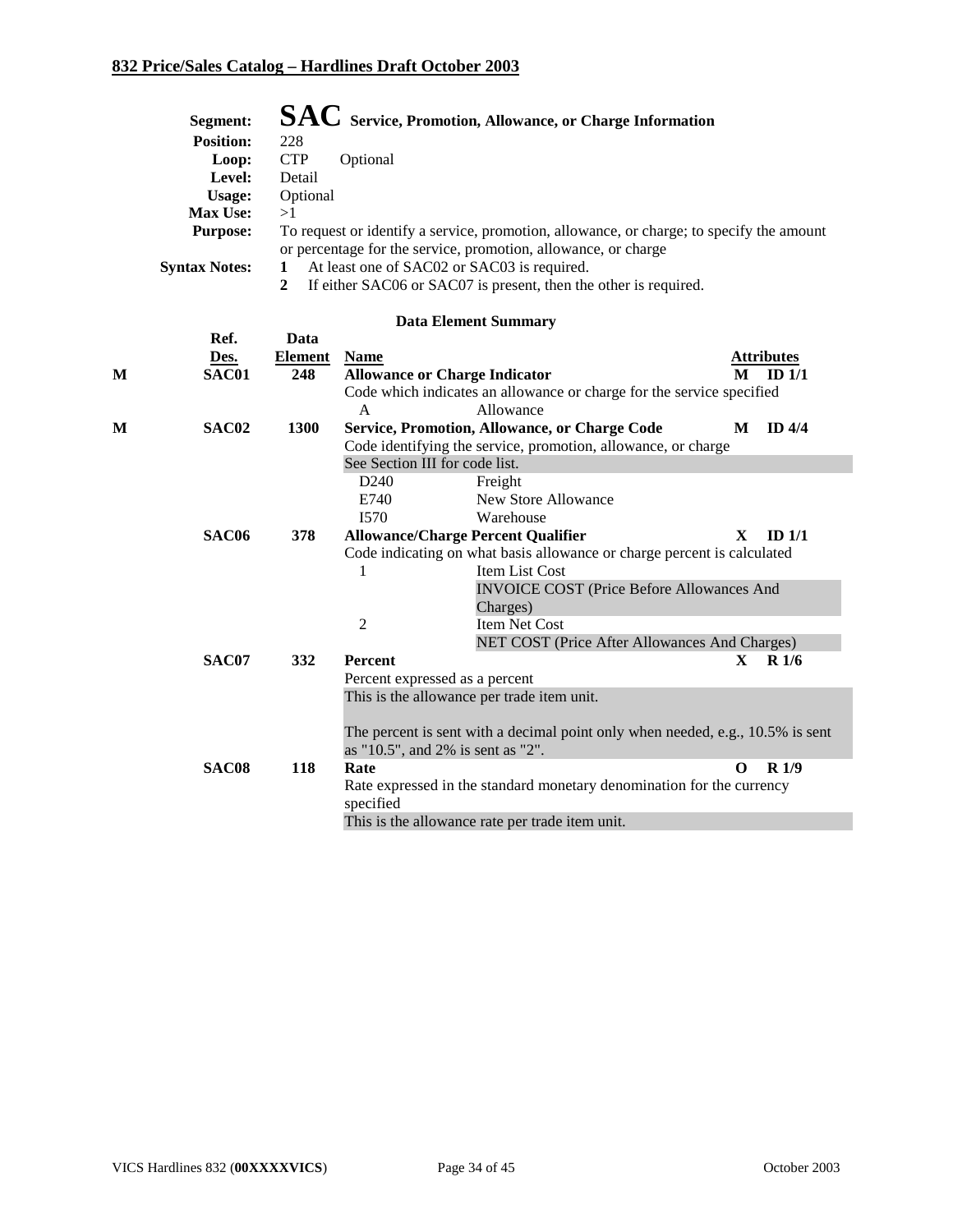**Segment:** **SAC** **Service, Promotion, Allowance, or Charge Information**
**Position:** 228
**Loop:** CTP Optional
**Level:** Detail
**Usage:** Optional
**Max Use:** >1
**Purpose:** To request or identify a service, promotion, allowance, or charge; to specify the amount or percentage for the service, promotion, allowance, or charge
**Syntax Notes:**
1. At least one of SAC02 or SAC03 is required.
2. If either SAC06 or SAC07 is present, then the other is required.

**Data Element Summary**

| | Ref. Des. | Data Element | Name | | Attributes | |
|---|---|---|---|---|---|---|
| M | SAC01 | 248 | **Allowance or Charge Indicator** | M | ID 1/1 | |
| | | | Code which indicates an allowance or charge for the service specified | | | |
| | | | A — Allowance | | | |
| M | SAC02 | 1300 | **Service, Promotion, Allowance, or Charge Code** | M | ID 4/4 | |
| | | | Code identifying the service, promotion, allowance, or charge | | | |
| | | | See Section III for code list. | | | |
| | | | D240 — Freight | | | |
| | | | E740 — New Store Allowance | | | |
| | | | I570 — Warehouse | | | |
| | SAC06 | 378 | **Allowance/Charge Percent Qualifier** | X | ID 1/1 | |
| | | | Code indicating on what basis allowance or charge percent is calculated | | | |
| | | | 1 — Item List Cost<br>INVOICE COST (Price Before Allowances And Charges) | | | |
| | | | 2 — Item Net Cost<br>NET COST (Price After Allowances And Charges) | | | |
| | SAC07 | 332 | **Percent** | X | R 1/6 | |
| | | | Percent expressed as a percent | | | |
| | | | This is the allowance per trade item unit.<br><br>The percent is sent with a decimal point only when needed, e.g., 10.5% is sent as "10.5", and 2% is sent as "2". | | | |
| | SAC08 | 118 | **Rate** | O | R 1/9 | |
| | | | Rate expressed in the standard monetary denomination for the currency specified | | | |
| | | | This is the allowance rate per trade item unit. | | | |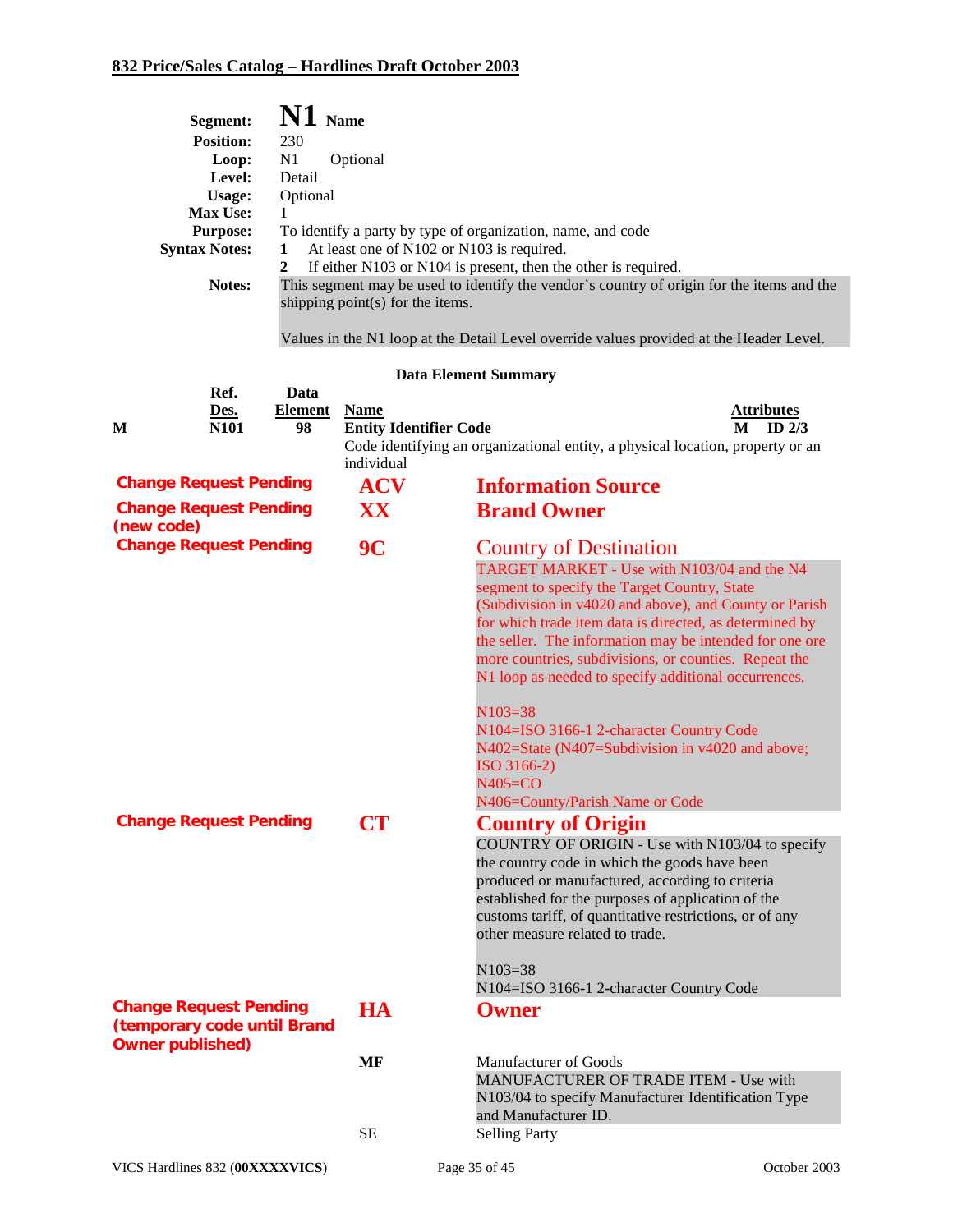## 832 Price/Sales Catalog – Hardlines Draft October 2003

**Segment:** **N1** **Name**
**Position:** 230
**Loop:** N1 Optional
**Level:** Detail
**Usage:** Optional
**Max Use:** 1
**Purpose:** To identify a party by type of organization, name, and code
**Syntax Notes:**
1. At least one of N102 or N103 is required.
2. If either N103 or N104 is present, then the other is required.

**Notes:** This segment may be used to identify the vendor's country of origin for the items and the shipping point(s) for the items.

Values in the N1 loop at the Detail Level override values provided at the Header Level.

**Data Element Summary**

| | Ref. Des. | Data Element | Name | Attributes |
|---|---|---|---|---|
| **M** | **N101** | **98** | **Entity Identifier Code**<br>Code identifying an organizational entity, a physical location, property or an individual | **M ID 2/3** |

| Status | Code | Description |
|---|---|---|
| **Change Request Pending** | **ACV** | **Information Source** |
| **Change Request Pending (new code)** | **XX** | **Brand Owner** |
| **Change Request Pending** | **9C** | Country of Destination<br>TARGET MARKET - Use with N103/04 and the N4 segment to specify the Target Country, State (Subdivision in v4020 and above), and County or Parish for which trade item data is directed, as determined by the seller. The information may be intended for one ore more countries, subdivisions, or counties. Repeat the N1 loop as needed to specify additional occurrences.<br><br>N103=38<br>N104=ISO 3166-1 2-character Country Code<br>N402=State (N407=Subdivision in v4020 and above; ISO 3166-2)<br>N405=CO<br>N406=County/Parish Name or Code |
| **Change Request Pending** | **CT** | **Country of Origin**<br>COUNTRY OF ORIGIN - Use with N103/04 to specify the country code in which the goods have been produced or manufactured, according to criteria established for the purposes of application of the customs tariff, of quantitative restrictions, or of any other measure related to trade.<br><br>N103=38<br>N104=ISO 3166-1 2-character Country Code |
| **Change Request Pending (temporary code until Brand Owner published)** | **HA** | **Owner** |
| | **MF** | Manufacturer of Goods<br>MANUFACTURER OF TRADE ITEM - Use with N103/04 to specify Manufacturer Identification Type and Manufacturer ID. |
| | SE | Selling Party |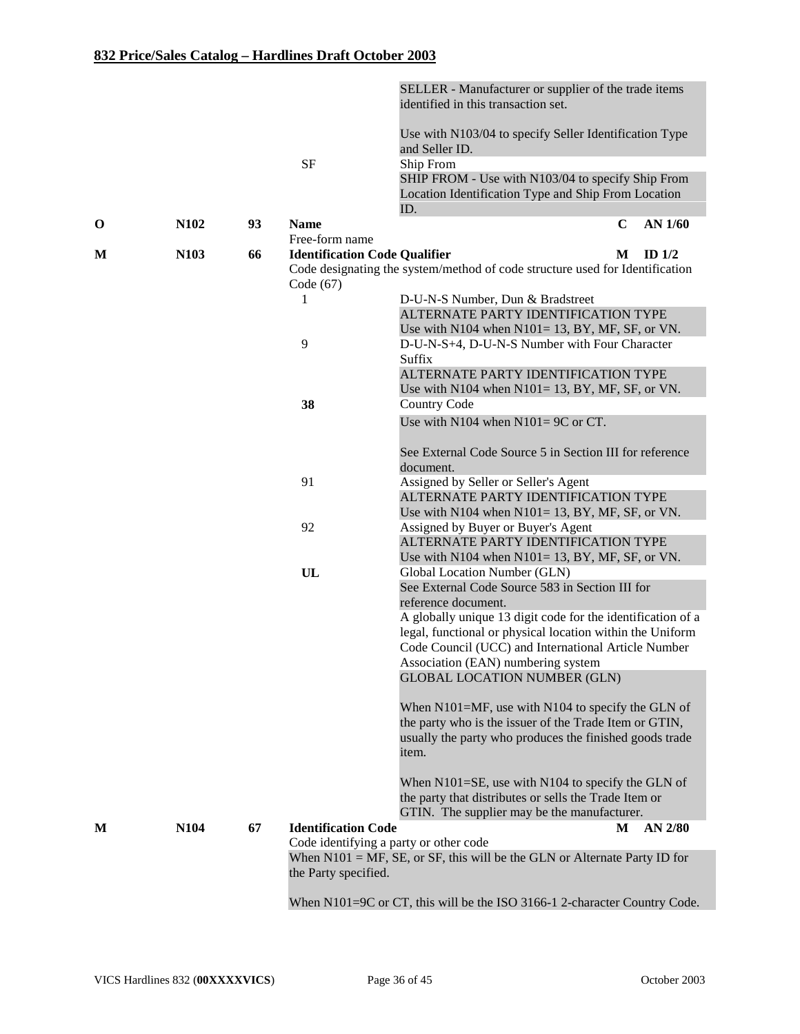|  |  |  |  |  |  |  |
|---|---|---|---|---|---|---|
|  |  |  |  | SELLER - Manufacturer or supplier of the trade items identified in this transaction set.<br><br>Use with N103/04 to specify Seller Identification Type and Seller ID. |  |  |
|  |  |  | SF | Ship From |  |  |
|  |  |  |  | SHIP FROM - Use with N103/04 to specify Ship From Location Identification Type and Ship From Location ID. |  |  |
| **O** | **N102** | **93** | **Name**<br>Free-form name |  | **C** | **AN 1/60** |
| **M** | **N103** | **66** | **Identification Code Qualifier**<br>Code designating the system/method of code structure used for Identification Code (67) |  | **M** | **ID 1/2** |
|  |  |  | 1 | D-U-N-S Number, Dun & Bradstreet |  |  |
|  |  |  |  | ALTERNATE PARTY IDENTIFICATION TYPE<br>Use with N104 when N101= 13, BY, MF, SF, or VN. |  |  |
|  |  |  | 9 | D-U-N-S+4, D-U-N-S Number with Four Character Suffix |  |  |
|  |  |  |  | ALTERNATE PARTY IDENTIFICATION TYPE<br>Use with N104 when N101= 13, BY, MF, SF, or VN. |  |  |
|  |  |  | **38** | Country Code |  |  |
|  |  |  |  | Use with N104 when N101= 9C or CT.<br><br>See External Code Source 5 in Section III for reference document. |  |  |
|  |  |  | 91 | Assigned by Seller or Seller's Agent |  |  |
|  |  |  |  | ALTERNATE PARTY IDENTIFICATION TYPE<br>Use with N104 when N101= 13, BY, MF, SF, or VN. |  |  |
|  |  |  | 92 | Assigned by Buyer or Buyer's Agent |  |  |
|  |  |  |  | ALTERNATE PARTY IDENTIFICATION TYPE<br>Use with N104 when N101= 13, BY, MF, SF, or VN. |  |  |
|  |  |  | **UL** | Global Location Number (GLN) |  |  |
|  |  |  |  | See External Code Source 583 in Section III for reference document. |  |  |
|  |  |  |  | A globally unique 13 digit code for the identification of a legal, functional or physical location within the Uniform Code Council (UCC) and International Article Number Association (EAN) numbering system |  |  |
|  |  |  |  | GLOBAL LOCATION NUMBER (GLN)<br><br>When N101=MF, use with N104 to specify the GLN of the party who is the issuer of the Trade Item or GTIN, usually the party who produces the finished goods trade item.<br><br>When N101=SE, use with N104 to specify the GLN of the party that distributes or sells the Trade Item or GTIN. The supplier may be the manufacturer. |  |  |
| **M** | **N104** | **67** | **Identification Code**<br>Code identifying a party or other code |  | **M** | **AN 2/80** |
|  |  |  | When N101 = MF, SE, or SF, this will be the GLN or Alternate Party ID for the Party specified.<br><br>When N101=9C or CT, this will be the ISO 3166-1 2-character Country Code. |  |  |  |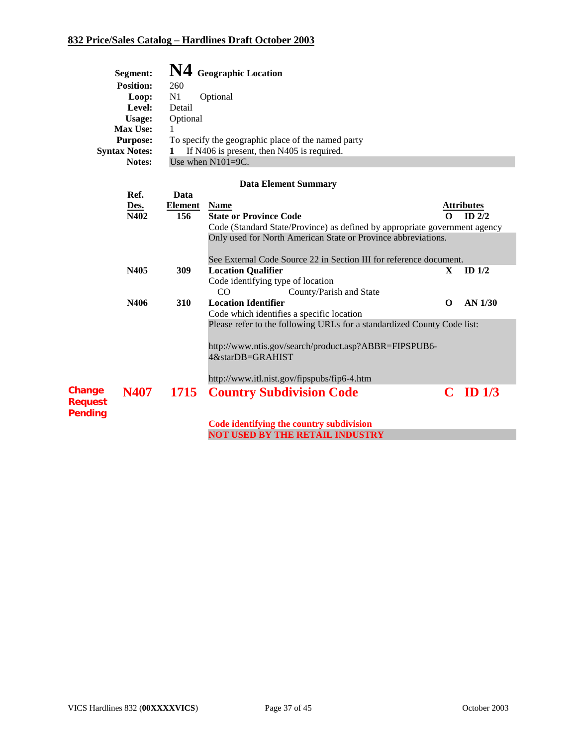**Segment:** **N4** **Geographic Location**
**Position:** 260
**Loop:** N1 Optional
**Level:** Detail
**Usage:** Optional
**Max Use:** 1
**Purpose:** To specify the geographic place of the named party
**Syntax Notes:** **1** If N406 is present, then N405 is required.
**Notes:** Use when N101=9C.

**Data Element Summary**

| Ref. Des. | Data Element | Name | Attributes | |
|---|---|---|---|---|
| **N402** | **156** | **State or Province Code**<br>Code (Standard State/Province) as defined by appropriate government agency<br>Only used for North American State or Province abbreviations.<br><br>See External Code Source 22 in Section III for reference document. | **O** | **ID 2/2** |
| **N405** | **309** | **Location Qualifier**<br>Code identifying type of location<br>CO County/Parish and State | **X** | **ID 1/2** |
| **N406** | **310** | **Location Identifier**<br>Code which identifies a specific location<br>Please refer to the following URLs for a standardized County Code list:<br><br>http://www.ntis.gov/search/product.asp?ABBR=FIPSPUB6-4&starDB=GRAHIST<br><br>http://www.itl.nist.gov/fipspubs/fip6-4.htm | **O** | **AN 1/30** |
| **Change Request Pending** **N407** | **1715** | **Country Subdivision Code**<br><br>**Code identifying the country subdivision**<br>**NOT USED BY THE RETAIL INDUSTRY** | **C** | **ID 1/3** |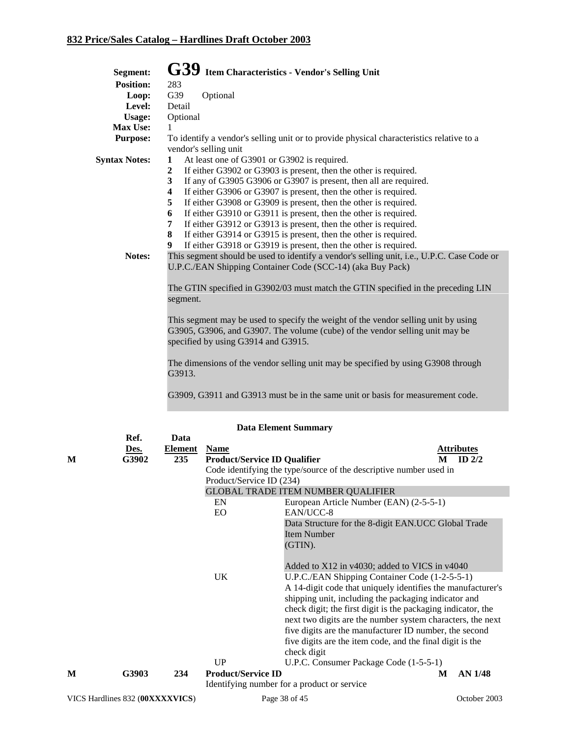## G39 Item Characteristics - Vendor's Selling Unit

**Segment:** G39 Item Characteristics - Vendor's Selling Unit
**Position:** 283
**Loop:** G39 Optional
**Level:** Detail
**Usage:** Optional
**Max Use:** 1
**Purpose:** To identify a vendor's selling unit or to provide physical characteristics relative to a vendor's selling unit

**Syntax Notes:**

1. At least one of G3901 or G3902 is required.
2. If either G3902 or G3903 is present, then the other is required.
3. If any of G3905 G3906 or G3907 is present, then all are required.
4. If either G3906 or G3907 is present, then the other is required.
5. If either G3908 or G3909 is present, then the other is required.
6. If either G3910 or G3911 is present, then the other is required.
7. If either G3912 or G3913 is present, then the other is required.
8. If either G3914 or G3915 is present, then the other is required.
9. If either G3918 or G3919 is present, then the other is required.

**Notes:** This segment should be used to identify a vendor's selling unit, i.e., U.P.C. Case Code or U.P.C./EAN Shipping Container Code (SCC-14) (aka Buy Pack)

The GTIN specified in G3902/03 must match the GTIN specified in the preceding LIN segment.

This segment may be used to specify the weight of the vendor selling unit by using G3905, G3906, and G3907. The volume (cube) of the vendor selling unit may be specified by using G3914 and G3915.

The dimensions of the vendor selling unit may be specified by using G3908 through G3913.

G3909, G3911 and G3913 must be in the same unit or basis for measurement code.

### Data Element Summary

| | Ref. Des. | Data Element | Name | | Attributes |
|---|---|---|---|---|---|
| M | G3902 | 235 | **Product/Service ID Qualifier** | M | ID 2/2 |
| | | | Code identifying the type/source of the descriptive number used in Product/Service ID (234) | | |
| | | | GLOBAL TRADE ITEM NUMBER QUALIFIER | | |
| | | | EN — European Article Number (EAN) (2-5-5-1) | | |
| | | | EO — EAN/UCC-8<br>Data Structure for the 8-digit EAN.UCC Global Trade Item Number (GTIN).<br>Added to X12 in v4030; added to VICS in v4040 | | |
| | | | UK — U.P.C./EAN Shipping Container Code (1-2-5-5-1)<br>A 14-digit code that uniquely identifies the manufacturer's shipping unit, including the packaging indicator and check digit; the first digit is the packaging indicator, the next two digits are the number system characters, the next five digits are the manufacturer ID number, the second five digits are the item code, and the final digit is the check digit | | |
| | | | UP — U.P.C. Consumer Package Code (1-5-5-1) | | |
| M | G3903 | 234 | **Product/Service ID** | M | AN 1/48 |
| | | | Identifying number for a product or service | | |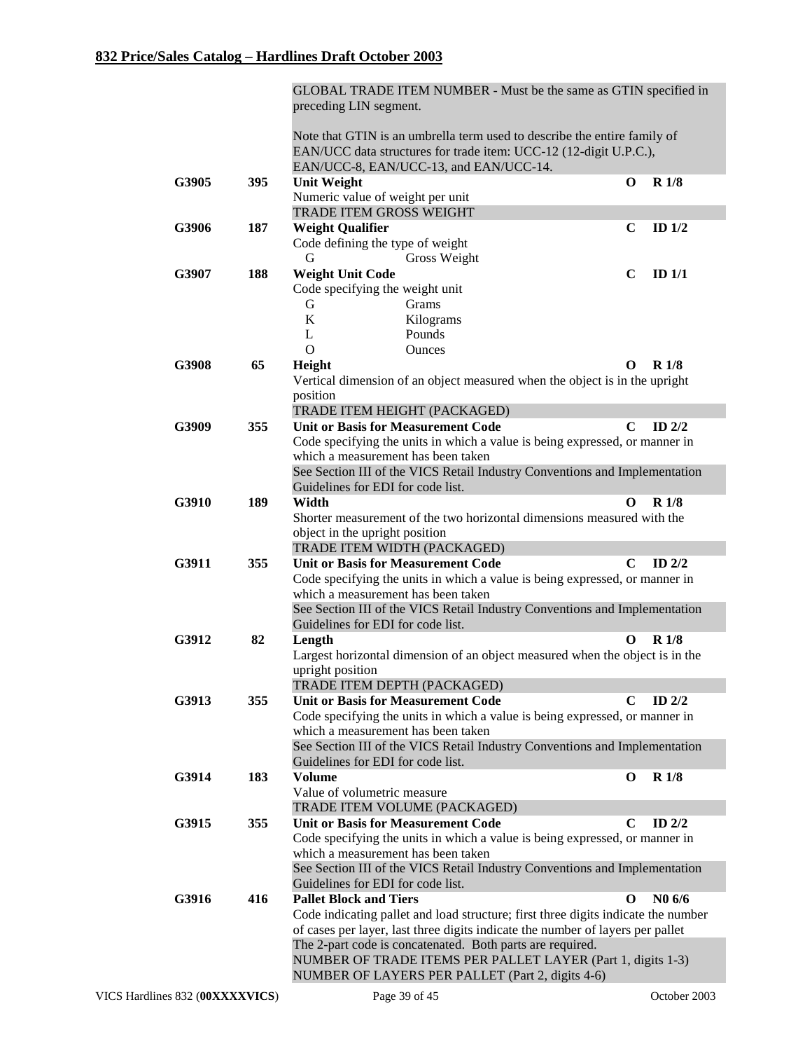GLOBAL TRADE ITEM NUMBER - Must be the same as GTIN specified in preceding LIN segment.

Note that GTIN is an umbrella term used to describe the entire family of EAN/UCC data structures for trade item: UCC-12 (12-digit U.P.C.), EAN/UCC-8, EAN/UCC-13, and EAN/UCC-14.

**G3905** **395** **Unit Weight** **O** **R 1/8**

Numeric value of weight per unit

TRADE ITEM GROSS WEIGHT

**G3906** **187** **Weight Qualifier** **C** **ID 1/2**

Code defining the type of weight

| Code | Description |
|---|---|
| G | Gross Weight |

**G3907** **188** **Weight Unit Code** **C** **ID 1/1**

Code specifying the weight unit

| Code | Description |
|---|---|
| G | Grams |
| K | Kilograms |
| L | Pounds |
| O | Ounces |

**G3908** **65** **Height** **O** **R 1/8**

Vertical dimension of an object measured when the object is in the upright position

TRADE ITEM HEIGHT (PACKAGED)

**G3909** **355** **Unit or Basis for Measurement Code** **C** **ID 2/2**

Code specifying the units in which a value is being expressed, or manner in which a measurement has been taken

See Section III of the VICS Retail Industry Conventions and Implementation Guidelines for EDI for code list.

**G3910** **189** **Width** **O** **R 1/8**

Shorter measurement of the two horizontal dimensions measured with the object in the upright position

TRADE ITEM WIDTH (PACKAGED)

**G3911** **355** **Unit or Basis for Measurement Code** **C** **ID 2/2**

Code specifying the units in which a value is being expressed, or manner in which a measurement has been taken

See Section III of the VICS Retail Industry Conventions and Implementation Guidelines for EDI for code list.

**G3912** **82** **Length** **O** **R 1/8**

Largest horizontal dimension of an object measured when the object is in the upright position

TRADE ITEM DEPTH (PACKAGED)

**G3913** **355** **Unit or Basis for Measurement Code** **C** **ID 2/2**

Code specifying the units in which a value is being expressed, or manner in which a measurement has been taken

See Section III of the VICS Retail Industry Conventions and Implementation Guidelines for EDI for code list.

**G3914** **183** **Volume** **O** **R 1/8**

Value of volumetric measure

TRADE ITEM VOLUME (PACKAGED)

**G3915** **355** **Unit or Basis for Measurement Code** **C** **ID 2/2**

Code specifying the units in which a value is being expressed, or manner in which a measurement has been taken

See Section III of the VICS Retail Industry Conventions and Implementation Guidelines for EDI for code list.

**G3916** **416** **Pallet Block and Tiers** **O** **N0 6/6**

Code indicating pallet and load structure; first three digits indicate the number of cases per layer, last three digits indicate the number of layers per pallet

The 2-part code is concatenated. Both parts are required.
NUMBER OF TRADE ITEMS PER PALLET LAYER (Part 1, digits 1-3)
NUMBER OF LAYERS PER PALLET (Part 2, digits 4-6)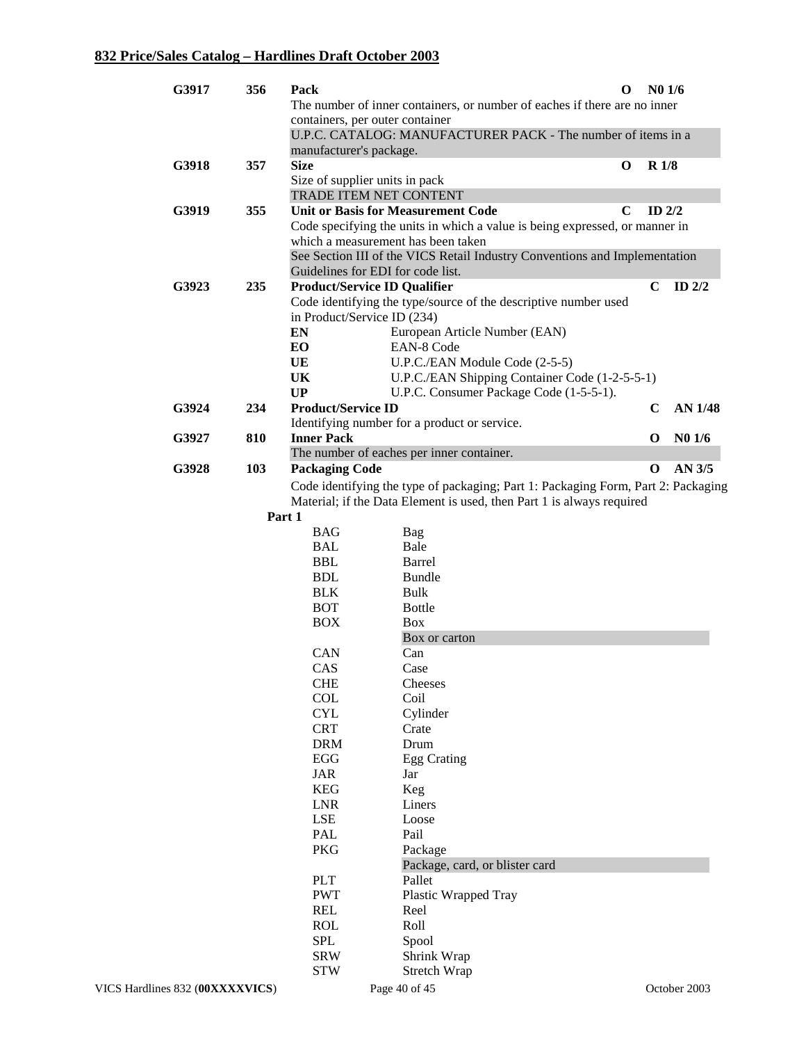## 832 Price/Sales Catalog – Hardlines Draft October 2003

| Ref | Ele | Name | Req | Type |
|---|---|---|---|---|
| **G3917** | **356** | **Pack**<br>The number of inner containers, or number of eaches if there are no inner containers, per outer container<br>U.P.C. CATALOG: MANUFACTURER PACK - The number of items in a manufacturer's package. | **O** | **N0 1/6** |
| **G3918** | **357** | **Size**<br>Size of supplier units in pack<br>TRADE ITEM NET CONTENT | **O** | **R 1/8** |
| **G3919** | **355** | **Unit or Basis for Measurement Code**<br>Code specifying the units in which a value is being expressed, or manner in which a measurement has been taken<br>See Section III of the VICS Retail Industry Conventions and Implementation Guidelines for EDI for code list. | **C** | **ID 2/2** |
| **G3923** | **235** | **Product/Service ID Qualifier**<br>Code identifying the type/source of the descriptive number used in Product/Service ID (234) | **C** | **ID 2/2** |
| **G3924** | **234** | **Product/Service ID**<br>Identifying number for a product or service. | **C** | **AN 1/48** |
| **G3927** | **810** | **Inner Pack**<br>The number of eaches per inner container. | **O** | **N0 1/6** |
| **G3928** | **103** | **Packaging Code**<br>Code identifying the type of packaging; Part 1: Packaging Form, Part 2: Packaging Material; if the Data Element is used, then Part 1 is always required | **O** | **AN 3/5** |

G3923 codes:

| Code | Description |
|---|---|
| **EN** | European Article Number (EAN) |
| **EO** | EAN-8 Code |
| **UE** | U.P.C./EAN Module Code (2-5-5) |
| **UK** | U.P.C./EAN Shipping Container Code (1-2-5-5-1) |
| **UP** | U.P.C. Consumer Package Code (1-5-5-1). |

**Part 1**

| Code | Description |
|---|---|
| BAG | Bag |
| BAL | Bale |
| BBL | Barrel |
| BDL | Bundle |
| BLK | Bulk |
| BOT | Bottle |
| BOX | Box<br>Box or carton |
| CAN | Can |
| CAS | Case |
| CHE | Cheeses |
| COL | Coil |
| CYL | Cylinder |
| CRT | Crate |
| DRM | Drum |
| EGG | Egg Crating |
| JAR | Jar |
| KEG | Keg |
| LNR | Liners |
| LSE | Loose |
| PAL | Pail |
| PKG | Package<br>Package, card, or blister card |
| PLT | Pallet |
| PWT | Plastic Wrapped Tray |
| REL | Reel |
| ROL | Roll |
| SPL | Spool |
| SRW | Shrink Wrap |
| STW | Stretch Wrap |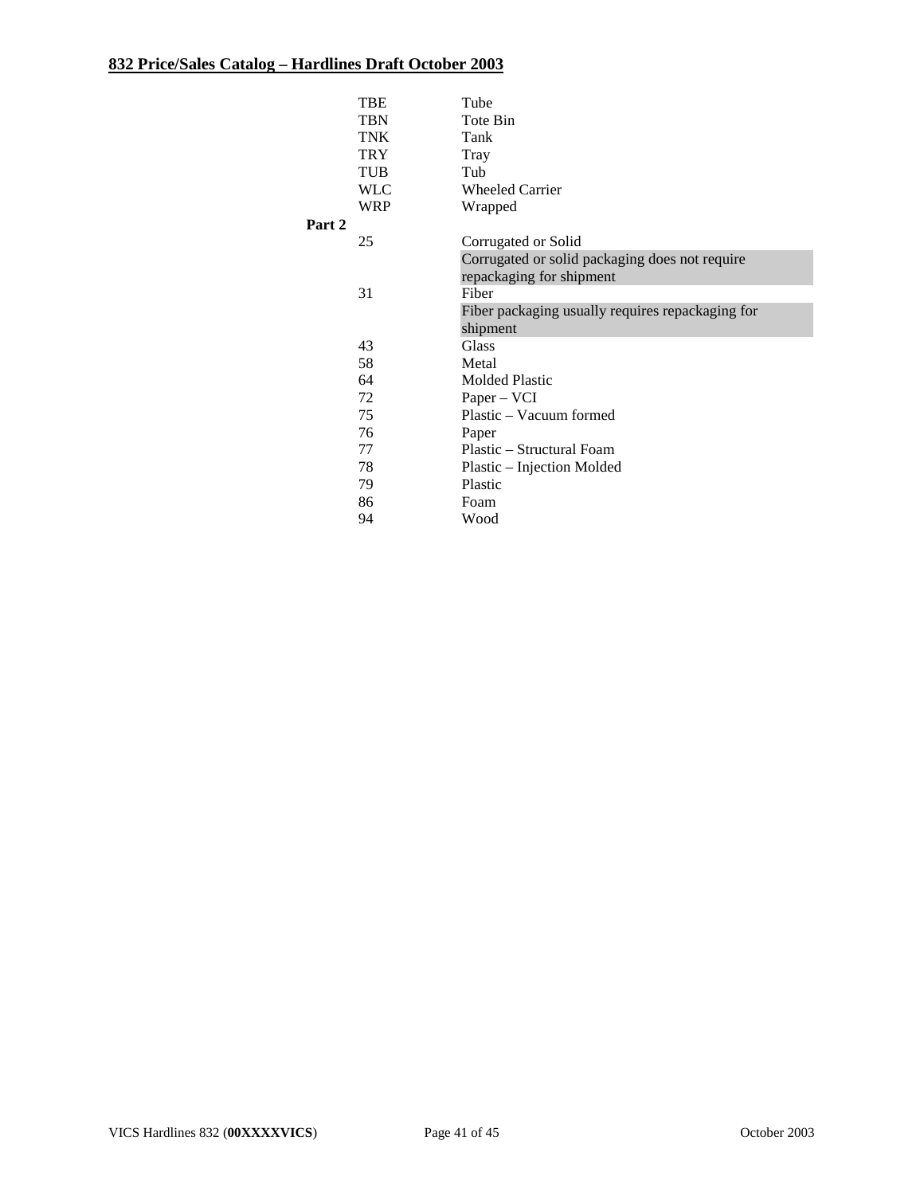| | Code | Description |
|---|---|---|
| | TBE | Tube |
| | TBN | Tote Bin |
| | TNK | Tank |
| | TRY | Tray |
| | TUB | Tub |
| | WLC | Wheeled Carrier |
| | WRP | Wrapped |
| **Part 2** | | |
| | 25 | Corrugated or Solid |
| | | Corrugated or solid packaging does not require repackaging for shipment |
| | 31 | Fiber |
| | | Fiber packaging usually requires repackaging for shipment |
| | 43 | Glass |
| | 58 | Metal |
| | 64 | Molded Plastic |
| | 72 | Paper – VCI |
| | 75 | Plastic – Vacuum formed |
| | 76 | Paper |
| | 77 | Plastic – Structural Foam |
| | 78 | Plastic – Injection Molded |
| | 79 | Plastic |
| | 86 | Foam |
| | 94 | Wood |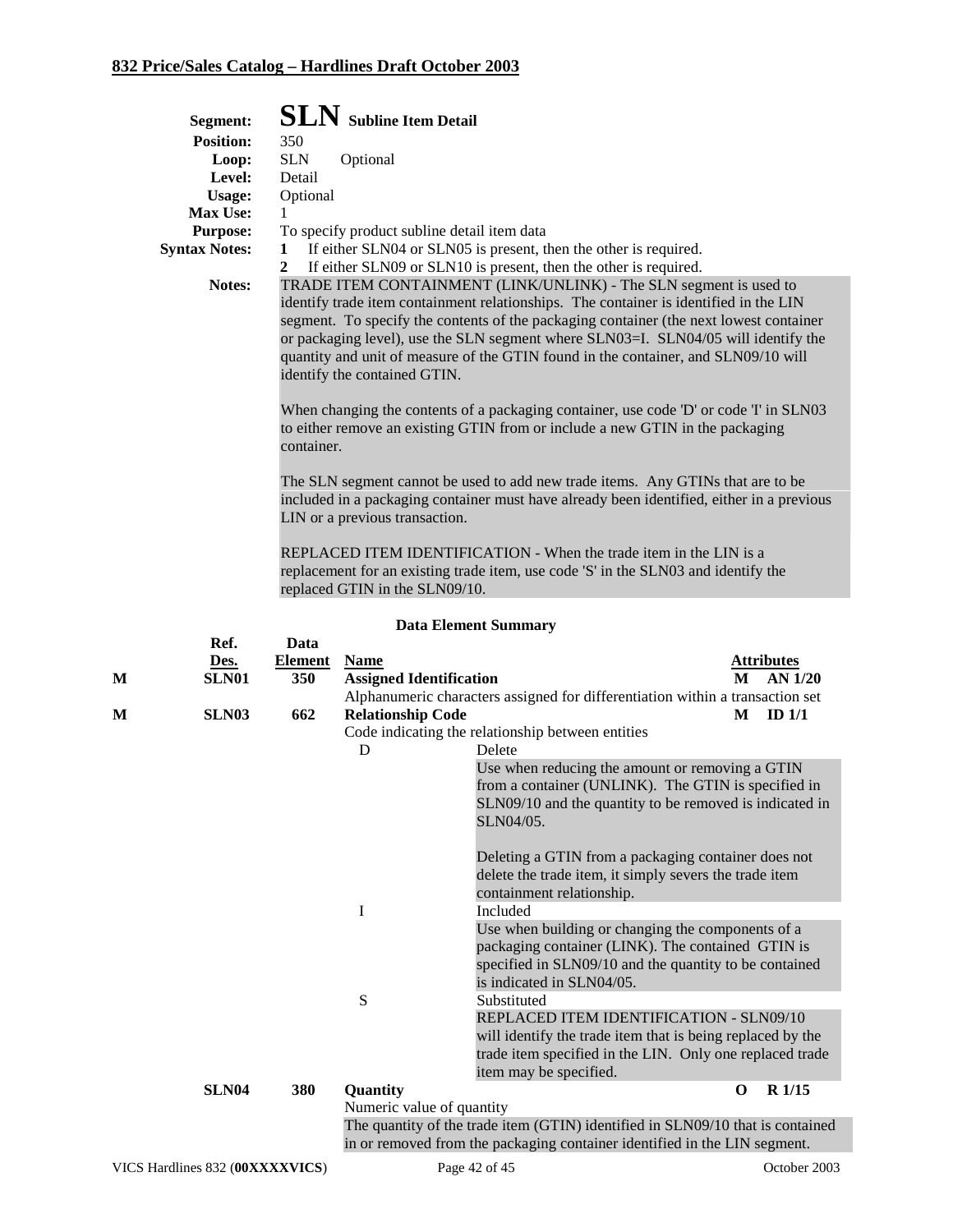**Segment:** **SLN** **Subline Item Detail**

**Position:** 350

**Loop:** SLN Optional

**Level:** Detail

**Usage:** Optional

**Max Use:** 1

**Purpose:** To specify product subline detail item data

**Syntax Notes:**
1. If either SLN04 or SLN05 is present, then the other is required.
2. If either SLN09 or SLN10 is present, then the other is required.

**Notes:** TRADE ITEM CONTAINMENT (LINK/UNLINK) - The SLN segment is used to identify trade item containment relationships. The container is identified in the LIN segment. To specify the contents of the packaging container (the next lowest container or packaging level), use the SLN segment where SLN03=I. SLN04/05 will identify the quantity and unit of measure of the GTIN found in the container, and SLN09/10 will identify the contained GTIN.

When changing the contents of a packaging container, use code 'D' or code 'I' in SLN03 to either remove an existing GTIN from or include a new GTIN in the packaging container.

The SLN segment cannot be used to add new trade items. Any GTINs that are to be included in a packaging container must have already been identified, either in a previous LIN or a previous transaction.

REPLACED ITEM IDENTIFICATION - When the trade item in the LIN is a replacement for an existing trade item, use code 'S' in the SLN03 and identify the replaced GTIN in the SLN09/10.

### Data Element Summary

| | Ref. Des. | Data Element | Name | | Attributes |
|---|---|---|---|---|---|
| M | SLN01 | 350 | **Assigned Identification** | M | AN 1/20 |
| | | | Alphanumeric characters assigned for differentiation within a transaction set | | |
| M | SLN03 | 662 | **Relationship Code** | M | ID 1/1 |
| | | | Code indicating the relationship between entities | | |
| | | | D — Delete<br>Use when reducing the amount or removing a GTIN from a container (UNLINK). The GTIN is specified in SLN09/10 and the quantity to be removed is indicated in SLN04/05.<br><br>Deleting a GTIN from a packaging container does not delete the trade item, it simply severs the trade item containment relationship. | | |
| | | | I — Included<br>Use when building or changing the components of a packaging container (LINK). The contained GTIN is specified in SLN09/10 and the quantity to be contained is indicated in SLN04/05. | | |
| | | | S — Substituted<br>REPLACED ITEM IDENTIFICATION - SLN09/10 will identify the trade item that is being replaced by the trade item specified in the LIN. Only one replaced trade item may be specified. | | |
| | SLN04 | 380 | **Quantity** | O | R 1/15 |
| | | | Numeric value of quantity<br>The quantity of the trade item (GTIN) identified in SLN09/10 that is contained in or removed from the packaging container identified in the LIN segment. | | |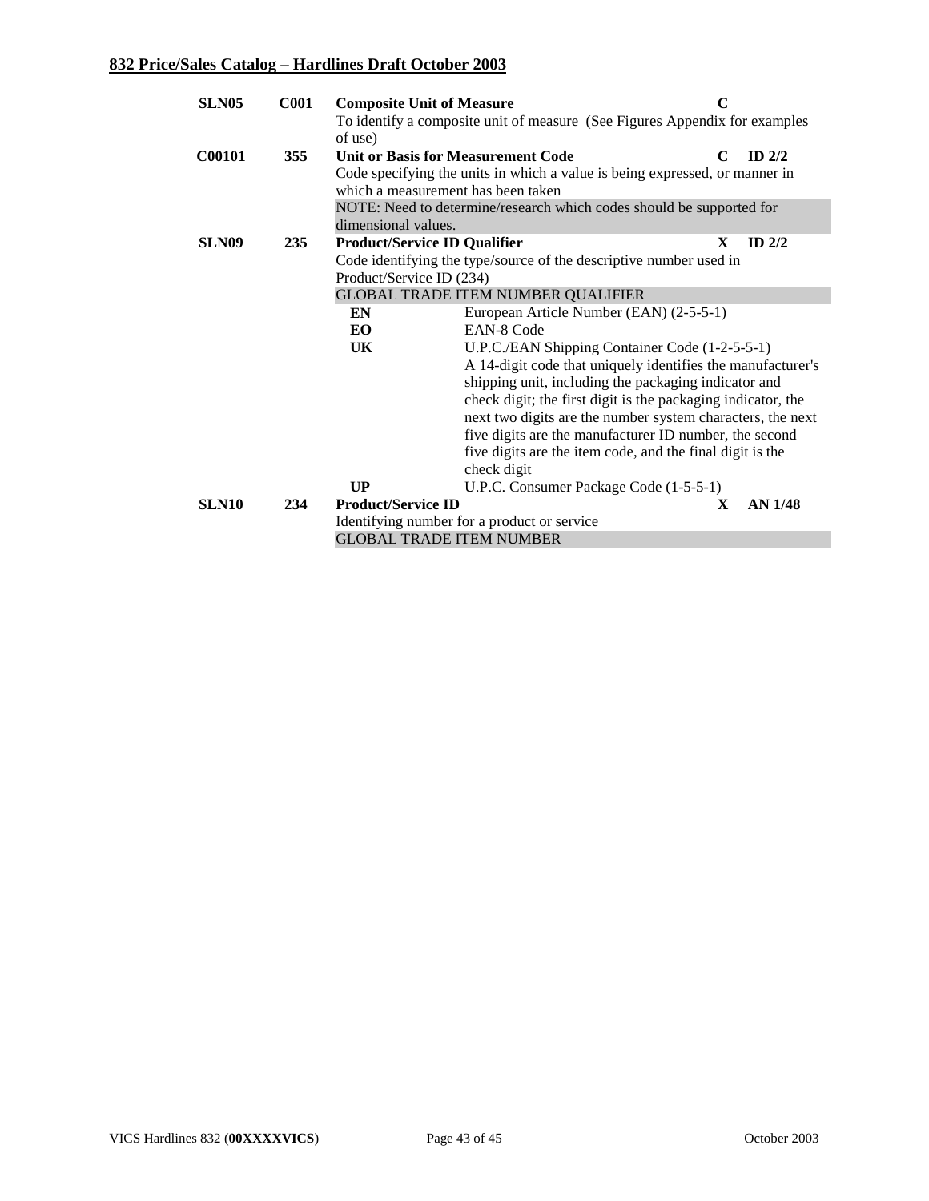| Ref | ID | Element | Req | Type |
|---|---|---|---|---|
| **SLN05** | **C001** | **Composite Unit of Measure**<br>To identify a composite unit of measure (See Figures Appendix for examples of use) | **C** | |
| **C00101** | **355** | **Unit or Basis for Measurement Code**<br>Code specifying the units in which a value is being expressed, or manner in which a measurement has been taken<br>NOTE: Need to determine/research which codes should be supported for dimensional values. | **C** | **ID 2/2** |
| **SLN09** | **235** | **Product/Service ID Qualifier**<br>Code identifying the type/source of the descriptive number used in Product/Service ID (234)<br>GLOBAL TRADE ITEM NUMBER QUALIFIER | **X** | **ID 2/2** |
| | | **EN** European Article Number (EAN) (2-5-5-1) | | |
| | | **EO** EAN-8 Code | | |
| | | **UK** U.P.C./EAN Shipping Container Code (1-2-5-5-1)<br>A 14-digit code that uniquely identifies the manufacturer's shipping unit, including the packaging indicator and check digit; the first digit is the packaging indicator, the next two digits are the number system characters, the next five digits are the manufacturer ID number, the second five digits are the item code, and the final digit is the check digit | | |
| | | **UP** U.P.C. Consumer Package Code (1-5-5-1) | | |
| **SLN10** | **234** | **Product/Service ID**<br>Identifying number for a product or service<br>GLOBAL TRADE ITEM NUMBER | **X** | **AN 1/48** |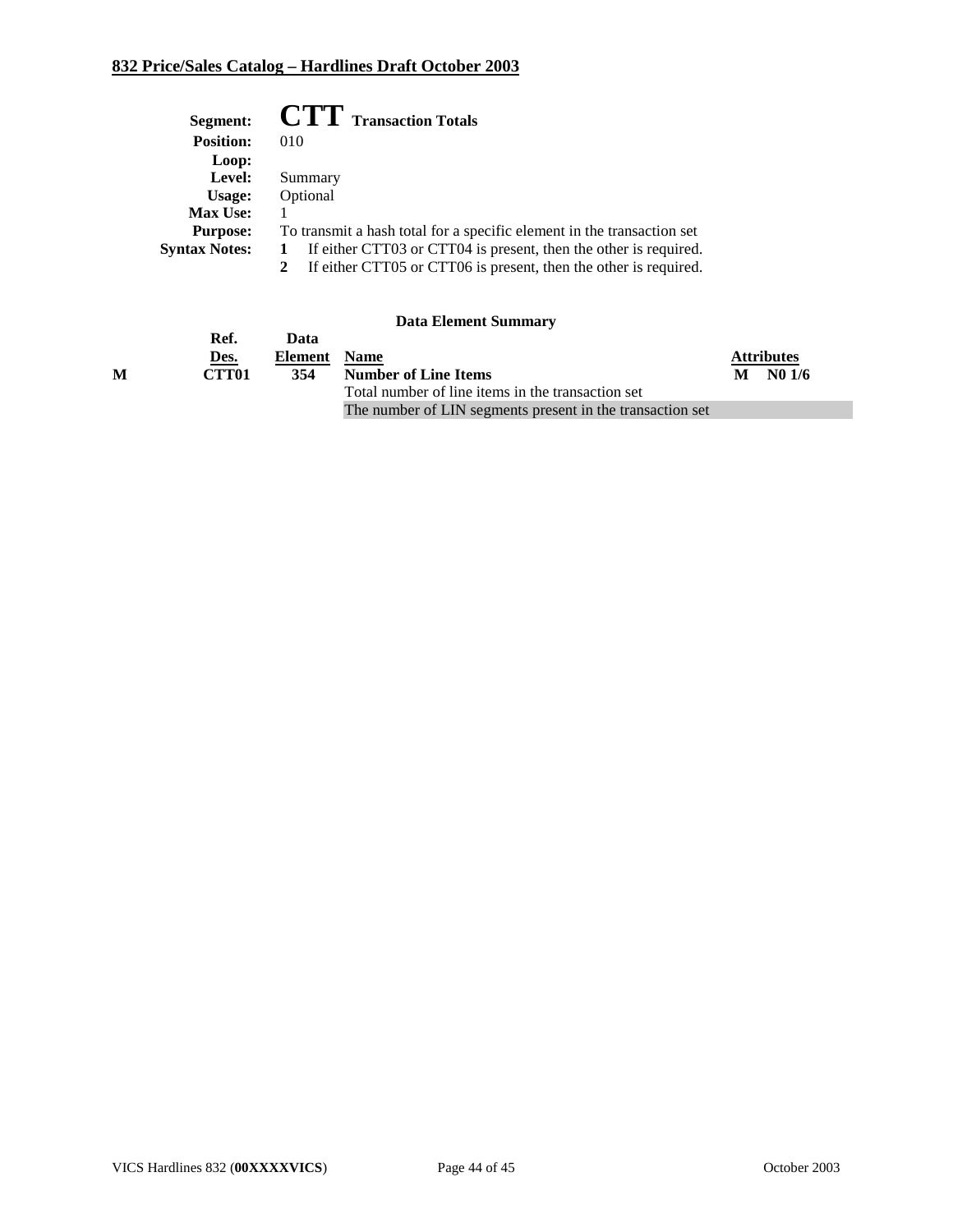**Segment:** **CTT** Transaction Totals
**Position:** 010
**Loop:**
**Level:** Summary
**Usage:** Optional
**Max Use:** 1
**Purpose:** To transmit a hash total for a specific element in the transaction set
**Syntax Notes:**
1. If either CTT03 or CTT04 is present, then the other is required.
2. If either CTT05 or CTT06 is present, then the other is required.

### Data Element Summary

| | Ref. Des. | Data Element | Name | Attributes |
|---|---|---|---|---|
| M | CTT01 | 354 | **Number of Line Items** | M N0 1/6 |
| | | | Total number of line items in the transaction set | |
| | | | The number of LIN segments present in the transaction set | |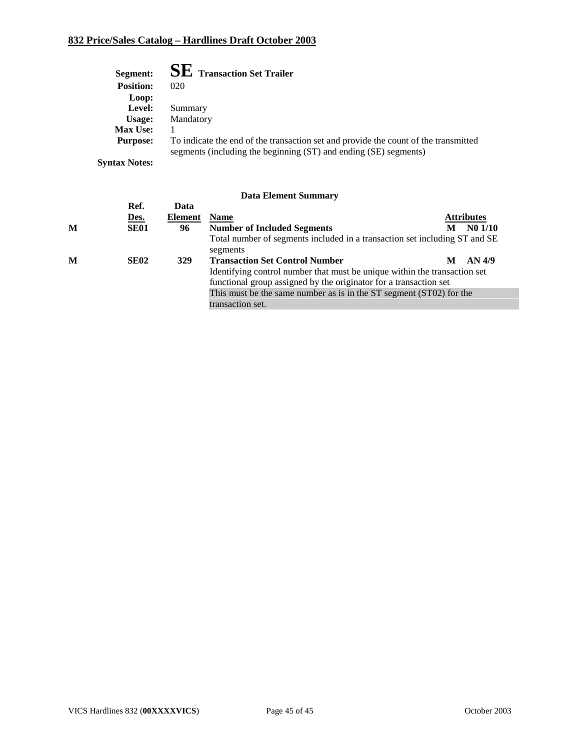**Segment:** **SE** **Transaction Set Trailer**
**Position:** 020
**Loop:**
**Level:** Summary
**Usage:** Mandatory
**Max Use:** 1
**Purpose:** To indicate the end of the transaction set and provide the count of the transmitted segments (including the beginning (ST) and ending (SE) segments)
**Syntax Notes:**

**Data Element Summary**

| | Ref. Des. | Data Element | Name | Attributes |
|---|---|---|---|---|
| M | **SE01** | **96** | **Number of Included Segments**<br>Total number of segments included in a transaction set including ST and SE segments | **M N0 1/10** |
| M | **SE02** | **329** | **Transaction Set Control Number**<br>Identifying control number that must be unique within the transaction set functional group assigned by the originator for a transaction set<br>This must be the same number as is in the ST segment (ST02) for the transaction set. | **M AN 4/9** |